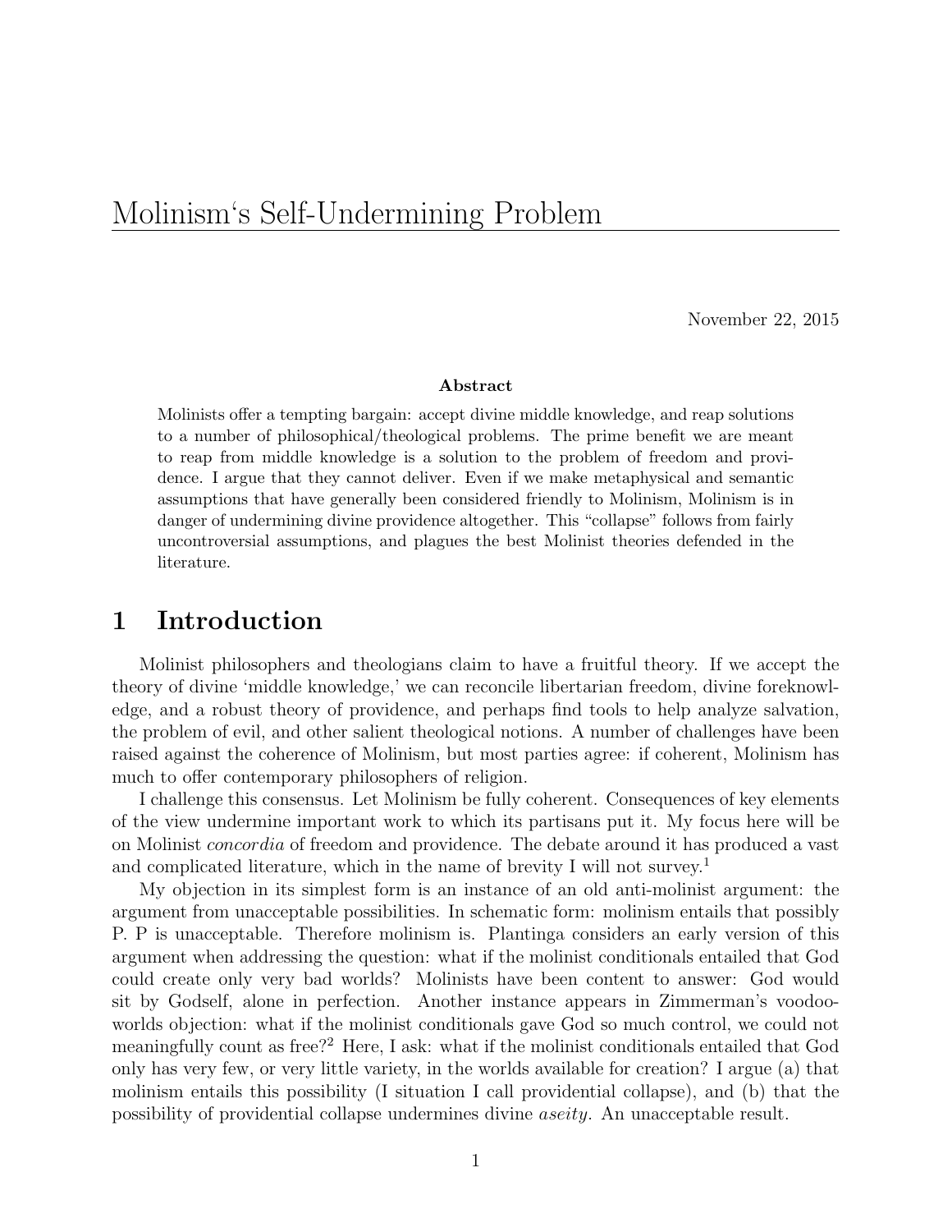# Molinism's Self-Undermining Problem

November 22, 2015

**Abstract**

Molinists offer a tempting bargain: accept divine middle knowledge, and reap solutions to a number of philosophical/theological problems. The prime benefit we are meant to reap from middle knowledge is a solution to the problem of freedom and providence. I argue that they cannot deliver. Even if we make metaphysical and semantic assumptions that have generally been considered friendly to Molinism, Molinism is in danger of undermining divine providence altogether. This "collapse" follows from fairly uncontroversial assumptions, and plagues the best Molinist theories defended in the literature.

## 1 Introduction

Molinist philosophers and theologians claim to have a fruitful theory. If we accept the theory of divine 'middle knowledge,' we can reconcile libertarian freedom, divine foreknowledge, and a robust theory of providence, and perhaps find tools to help analyze salvation, the problem of evil, and other salient theological notions. A number of challenges have been raised against the coherence of Molinism, but most parties agree: if coherent, Molinism has much to offer contemporary philosophers of religion.

I challenge this consensus. Let Molinism be fully coherent. Consequences of key elements of the view undermine important work to which its partisans put it. My focus here will be on Molinist *concordia* of freedom and providence. The debate around it has produced a vast and complicated literature, which in the name of brevity I will not survey.[1]

My objection in its simplest form is an instance of an old anti-molinist argument: the argument from unacceptable possibilities. In schematic form: molinism entails that possibly P. P is unacceptable. Therefore molinism is. Plantinga considers an early version of this argument when addressing the question: what if the molinist conditionals entailed that God could create only very bad worlds? Molinists have been content to answer: God would sit by Godself, alone in perfection. Another instance appears in Zimmerman's voodoo-worlds objection: what if the molinist conditionals gave God so much control, we could not meaningfully count as free?[2] Here, I ask: what if the molinist conditionals entailed that God only has very few, or very little variety, in the worlds available for creation? I argue (a) that molinism entails this possibility (I situation I call providential collapse), and (b) that the possibility of providential collapse undermines divine *aseity*. An unacceptable result.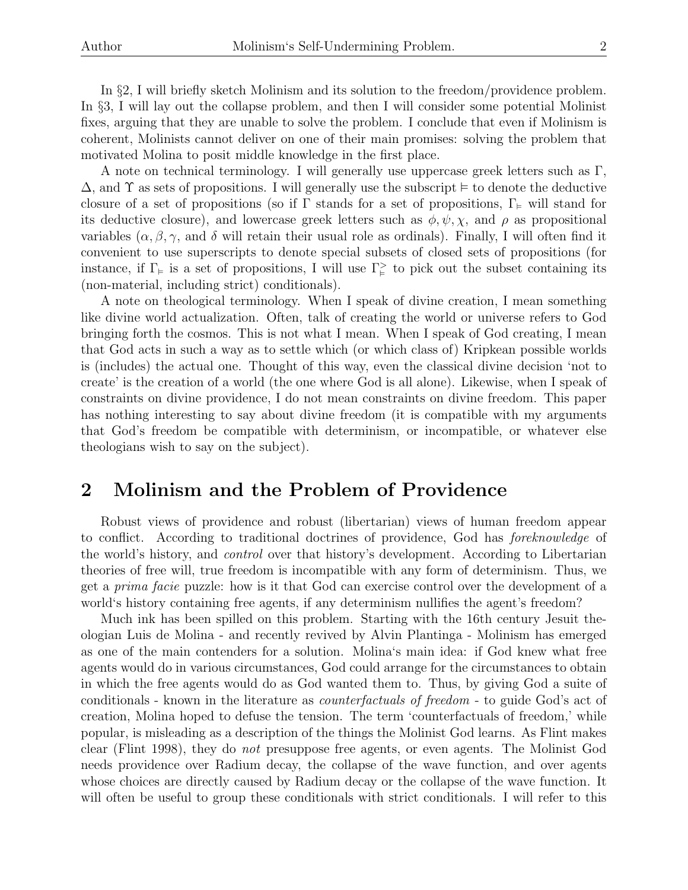In §2, I will briefly sketch Molinism and its solution to the freedom/providence problem. In §3, I will lay out the collapse problem, and then I will consider some potential Molinist fixes, arguing that they are unable to solve the problem. I conclude that even if Molinism is coherent, Molinists cannot deliver on one of their main promises: solving the problem that motivated Molina to posit middle knowledge in the first place.

A note on technical terminology. I will generally use uppercase greek letters such as $\Gamma$, $\Delta$, and $\Upsilon$ as sets of propositions. I will generally use the subscript $\vDash$ to denote the deductive closure of a set of propositions (so if $\Gamma$ stands for a set of propositions, $\Gamma_{\vDash}$ will stand for its deductive closure), and lowercase greek letters such as $\phi, \psi, \chi$, and $\rho$ as propositional variables ($\alpha, \beta, \gamma$, and $\delta$ will retain their usual role as ordinals). Finally, I will often find it convenient to use superscripts to denote special subsets of closed sets of propositions (for instance, if $\Gamma_{\vDash}$ is a set of propositions, I will use $\Gamma_{\vDash}^{>}$ to pick out the subset containing its (non-material, including strict) conditionals).

A note on theological terminology. When I speak of divine creation, I mean something like divine world actualization. Often, talk of creating the world or universe refers to God bringing forth the cosmos. This is not what I mean. When I speak of God creating, I mean that God acts in such a way as to settle which (or which class of) Kripkean possible worlds is (includes) the actual one. Thought of this way, even the classical divine decision 'not to create' is the creation of a world (the one where God is all alone). Likewise, when I speak of constraints on divine providence, I do not mean constraints on divine freedom. This paper has nothing interesting to say about divine freedom (it is compatible with my arguments that God's freedom be compatible with determinism, or incompatible, or whatever else theologians wish to say on the subject).

## 2 Molinism and the Problem of Providence

Robust views of providence and robust (libertarian) views of human freedom appear to conflict. According to traditional doctrines of providence, God has *foreknowledge* of the world's history, and *control* over that history's development. According to Libertarian theories of free will, true freedom is incompatible with any form of determinism. Thus, we get a *prima facie* puzzle: how is it that God can exercise control over the development of a world's history containing free agents, if any determinism nullifies the agent's freedom?

Much ink has been spilled on this problem. Starting with the 16th century Jesuit theologian Luis de Molina - and recently revived by Alvin Plantinga - Molinism has emerged as one of the main contenders for a solution. Molina's main idea: if God knew what free agents would do in various circumstances, God could arrange for the circumstances to obtain in which the free agents would do as God wanted them to. Thus, by giving God a suite of conditionals - known in the literature as *counterfactuals of freedom* - to guide God's act of creation, Molina hoped to defuse the tension. The term 'counterfactuals of freedom,' while popular, is misleading as a description of the things the Molinist God learns. As Flint makes clear (Flint 1998), they do *not* presuppose free agents, or even agents. The Molinist God needs providence over Radium decay, the collapse of the wave function, and over agents whose choices are directly caused by Radium decay or the collapse of the wave function. It will often be useful to group these conditionals with strict conditionals. I will refer to this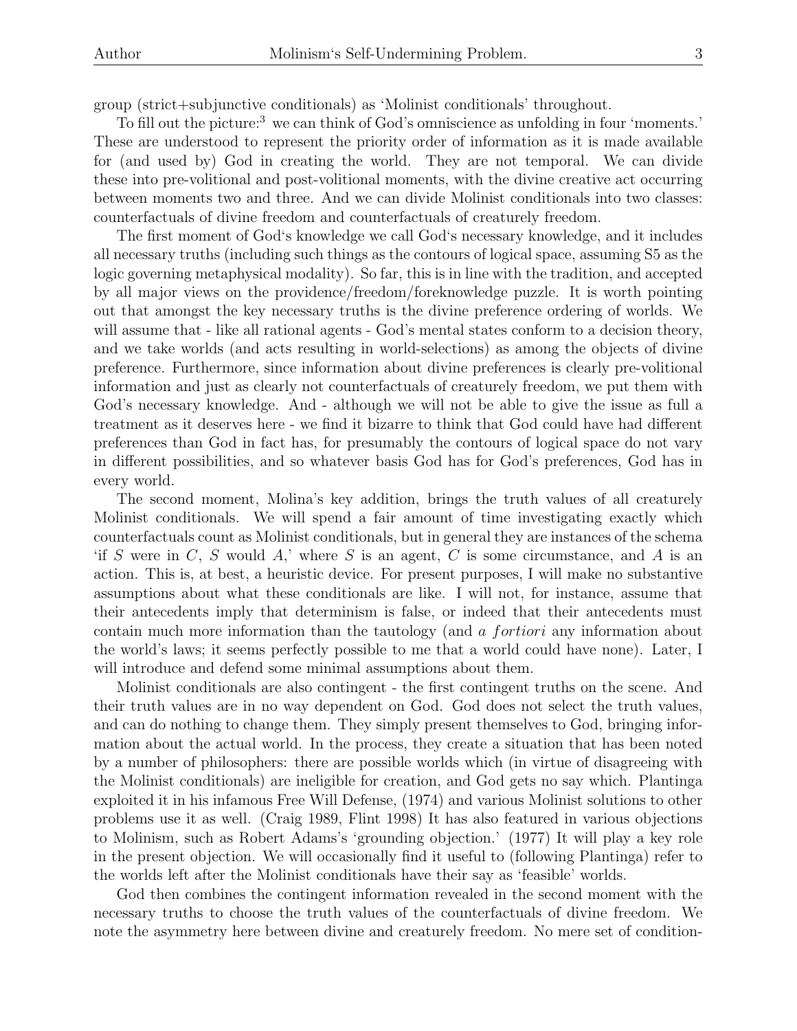group (strict+subjunctive conditionals) as 'Molinist conditionals' throughout.

To fill out the picture:[3] we can think of God's omniscience as unfolding in four 'moments.' These are understood to represent the priority order of information as it is made available for (and used by) God in creating the world. They are not temporal. We can divide these into pre-volitional and post-volitional moments, with the divine creative act occurring between moments two and three. And we can divide Molinist conditionals into two classes: counterfactuals of divine freedom and counterfactuals of creaturely freedom.

The first moment of God's knowledge we call God's necessary knowledge, and it includes all necessary truths (including such things as the contours of logical space, assuming S5 as the logic governing metaphysical modality). So far, this is in line with the tradition, and accepted by all major views on the providence/freedom/foreknowledge puzzle. It is worth pointing out that amongst the key necessary truths is the divine preference ordering of worlds. We will assume that - like all rational agents - God's mental states conform to a decision theory, and we take worlds (and acts resulting in world-selections) as among the objects of divine preference. Furthermore, since information about divine preferences is clearly pre-volitional information and just as clearly not counterfactuals of creaturely freedom, we put them with God's necessary knowledge. And - although we will not be able to give the issue as full a treatment as it deserves here - we find it bizarre to think that God could have had different preferences than God in fact has, for presumably the contours of logical space do not vary in different possibilities, and so whatever basis God has for God's preferences, God has in every world.

The second moment, Molina's key addition, brings the truth values of all creaturely Molinist conditionals. We will spend a fair amount of time investigating exactly which counterfactuals count as Molinist conditionals, but in general they are instances of the schema 'if $S$ were in $C$, $S$ would $A$,' where $S$ is an agent, $C$ is some circumstance, and $A$ is an action. This is, at best, a heuristic device. For present purposes, I will make no substantive assumptions about what these conditionals are like. I will not, for instance, assume that their antecedents imply that determinism is false, or indeed that their antecedents must contain much more information than the tautology (and *a fortiori* any information about the world's laws; it seems perfectly possible to me that a world could have none). Later, I will introduce and defend some minimal assumptions about them.

Molinist conditionals are also contingent - the first contingent truths on the scene. And their truth values are in no way dependent on God. God does not select the truth values, and can do nothing to change them. They simply present themselves to God, bringing information about the actual world. In the process, they create a situation that has been noted by a number of philosophers: there are possible worlds which (in virtue of disagreeing with the Molinist conditionals) are ineligible for creation, and God gets no say which. Plantinga exploited it in his infamous Free Will Defense, (1974) and various Molinist solutions to other problems use it as well. (Craig 1989, Flint 1998) It has also featured in various objections to Molinism, such as Robert Adams's 'grounding objection.' (1977) It will play a key role in the present objection. We will occasionally find it useful to (following Plantinga) refer to the worlds left after the Molinist conditionals have their say as 'feasible' worlds.

God then combines the contingent information revealed in the second moment with the necessary truths to choose the truth values of the counterfactuals of divine freedom. We note the asymmetry here between divine and creaturely freedom. No mere set of condition-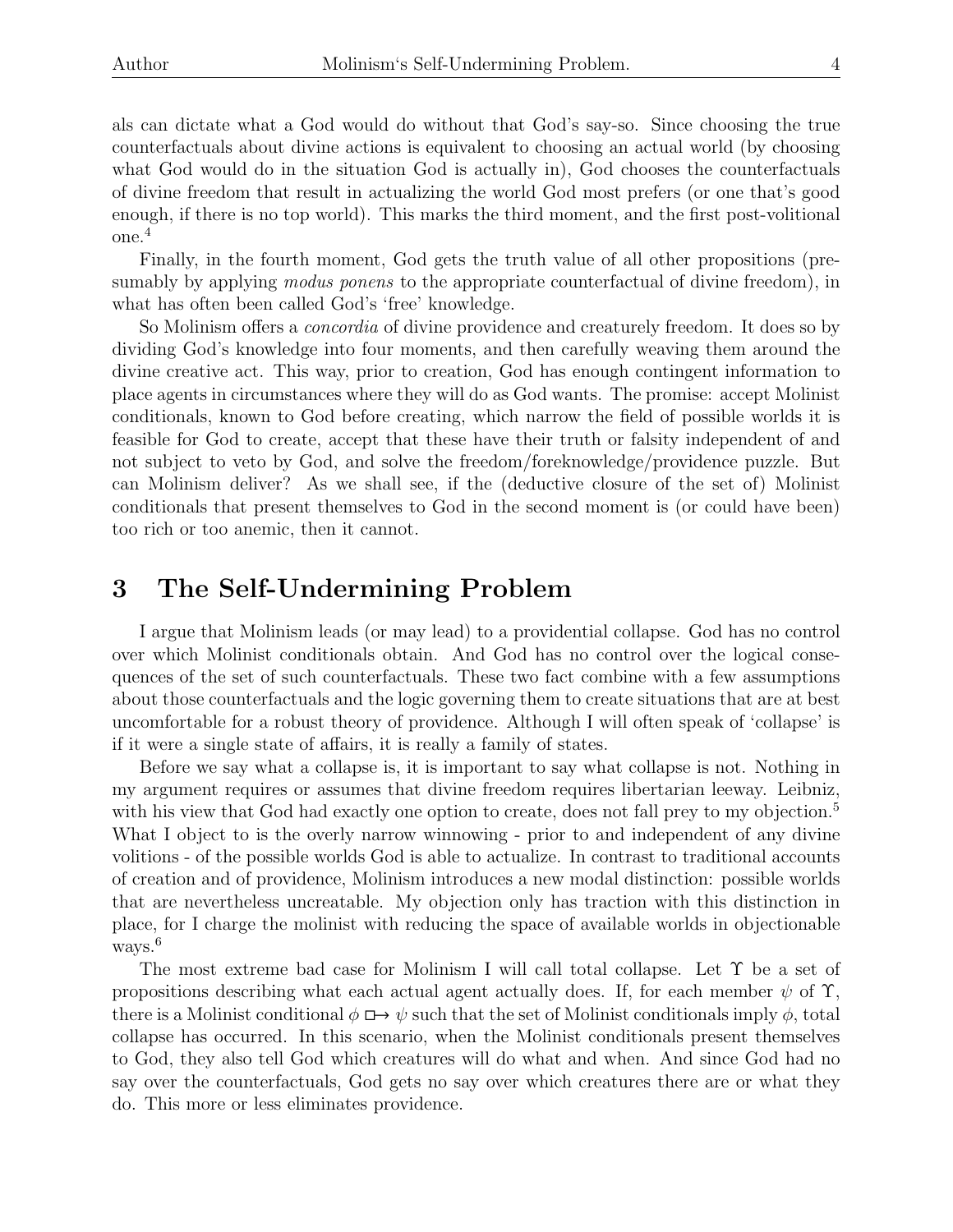als can dictate what a God would do without that God's say-so. Since choosing the true counterfactuals about divine actions is equivalent to choosing an actual world (by choosing what God would do in the situation God is actually in), God chooses the counterfactuals of divine freedom that result in actualizing the world God most prefers (or one that's good enough, if there is no top world). This marks the third moment, and the first post-volitional one.[4]

Finally, in the fourth moment, God gets the truth value of all other propositions (presumably by applying *modus ponens* to the appropriate counterfactual of divine freedom), in what has often been called God's 'free' knowledge.

So Molinism offers a *concordia* of divine providence and creaturely freedom. It does so by dividing God's knowledge into four moments, and then carefully weaving them around the divine creative act. This way, prior to creation, God has enough contingent information to place agents in circumstances where they will do as God wants. The promise: accept Molinist conditionals, known to God before creating, which narrow the field of possible worlds it is feasible for God to create, accept that these have their truth or falsity independent of and not subject to veto by God, and solve the freedom/foreknowledge/providence puzzle. But can Molinism deliver? As we shall see, if the (deductive closure of the set of) Molinist conditionals that present themselves to God in the second moment is (or could have been) too rich or too anemic, then it cannot.

## 3 The Self-Undermining Problem

I argue that Molinism leads (or may lead) to a providential collapse. God has no control over which Molinist conditionals obtain. And God has no control over the logical consequences of the set of such counterfactuals. These two fact combine with a few assumptions about those counterfactuals and the logic governing them to create situations that are at best uncomfortable for a robust theory of providence. Although I will often speak of 'collapse' is if it were a single state of affairs, it is really a family of states.

Before we say what a collapse is, it is important to say what collapse is not. Nothing in my argument requires or assumes that divine freedom requires libertarian leeway. Leibniz, with his view that God had exactly one option to create, does not fall prey to my objection.[5] What I object to is the overly narrow winnowing - prior to and independent of any divine volitions - of the possible worlds God is able to actualize. In contrast to traditional accounts of creation and of providence, Molinism introduces a new modal distinction: possible worlds that are nevertheless uncreatable. My objection only has traction with this distinction in place, for I charge the molinist with reducing the space of available worlds in objectionable ways.[6]

The most extreme bad case for Molinism I will call total collapse. Let $\Upsilon$ be a set of propositions describing what each actual agent actually does. If, for each member $\psi$ of $\Upsilon$, there is a Molinist conditional $\phi \mathrel{\Box\!\!\rightarrow} \psi$ such that the set of Molinist conditionals imply $\phi$, total collapse has occurred. In this scenario, when the Molinist conditionals present themselves to God, they also tell God which creatures will do what and when. And since God had no say over the counterfactuals, God gets no say over which creatures there are or what they do. This more or less eliminates providence.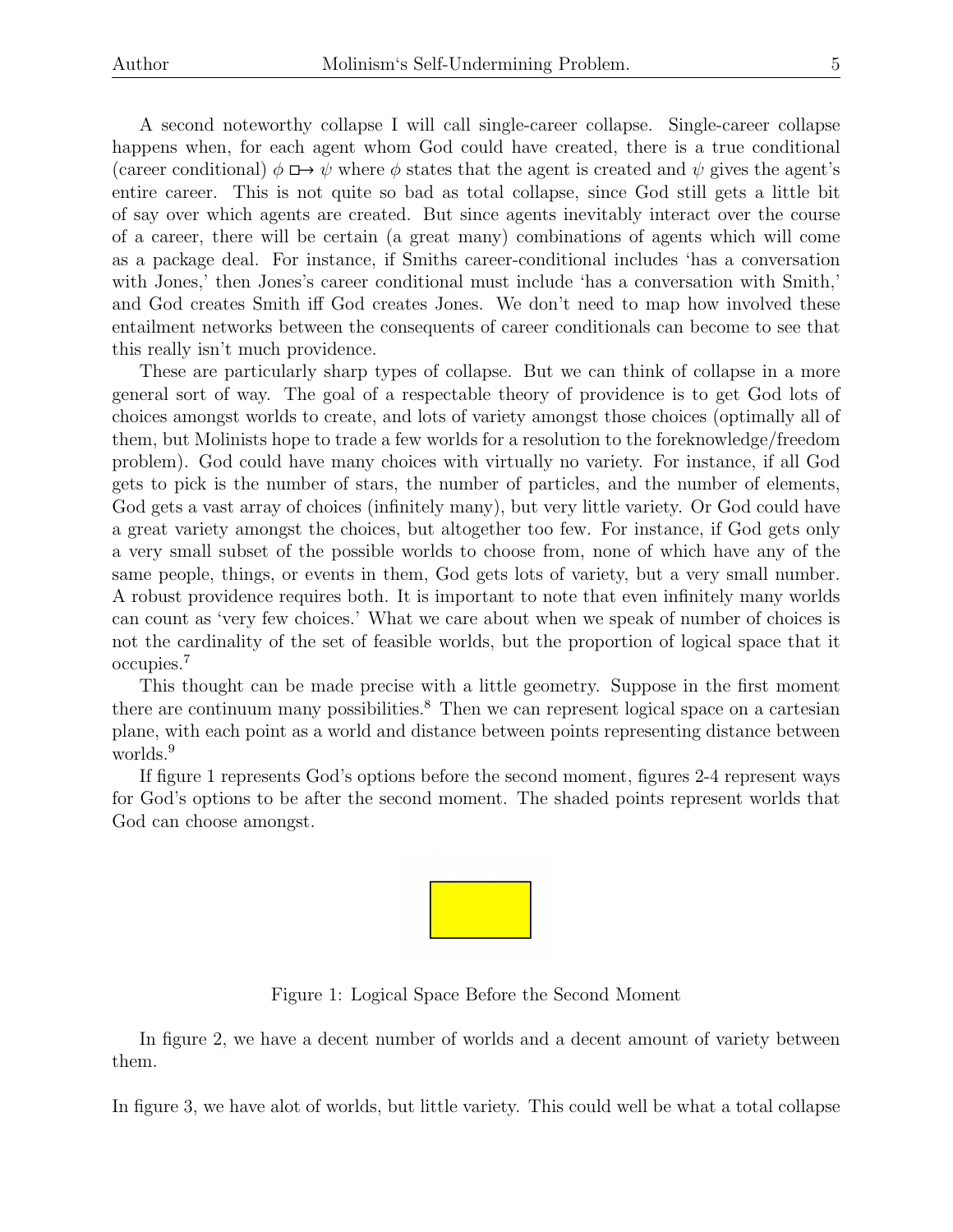A second noteworthy collapse I will call single-career collapse. Single-career collapse happens when, for each agent whom God could have created, there is a true conditional (career conditional) $\phi \mathrel{\Box\!\!\rightarrow} \psi$ where $\phi$ states that the agent is created and $\psi$ gives the agent's entire career. This is not quite so bad as total collapse, since God still gets a little bit of say over which agents are created. But since agents inevitably interact over the course of a career, there will be certain (a great many) combinations of agents which will come as a package deal. For instance, if Smiths career-conditional includes 'has a conversation with Jones,' then Jones's career conditional must include 'has a conversation with Smith,' and God creates Smith iff God creates Jones. We don't need to map how involved these entailment networks between the consequents of career conditionals can become to see that this really isn't much providence.

These are particularly sharp types of collapse. But we can think of collapse in a more general sort of way. The goal of a respectable theory of providence is to get God lots of choices amongst worlds to create, and lots of variety amongst those choices (optimally all of them, but Molinists hope to trade a few worlds for a resolution to the foreknowledge/freedom problem). God could have many choices with virtually no variety. For instance, if all God gets to pick is the number of stars, the number of particles, and the number of elements, God gets a vast array of choices (infinitely many), but very little variety. Or God could have a great variety amongst the choices, but altogether too few. For instance, if God gets only a very small subset of the possible worlds to choose from, none of which have any of the same people, things, or events in them, God gets lots of variety, but a very small number. A robust providence requires both. It is important to note that even infinitely many worlds can count as 'very few choices.' What we care about when we speak of number of choices is not the cardinality of the set of feasible worlds, but the proportion of logical space that it occupies.[7]

This thought can be made precise with a little geometry. Suppose in the first moment there are continuum many possibilities.[8] Then we can represent logical space on a cartesian plane, with each point as a world and distance between points representing distance between worlds.[9]

If figure 1 represents God's options before the second moment, figures 2-4 represent ways for God's options to be after the second moment. The shaded points represent worlds that God can choose amongst.

Figure 1: Logical Space Before the Second Moment

In figure 2, we have a decent number of worlds and a decent amount of variety between them.

In figure 3, we have alot of worlds, but little variety. This could well be what a total collapse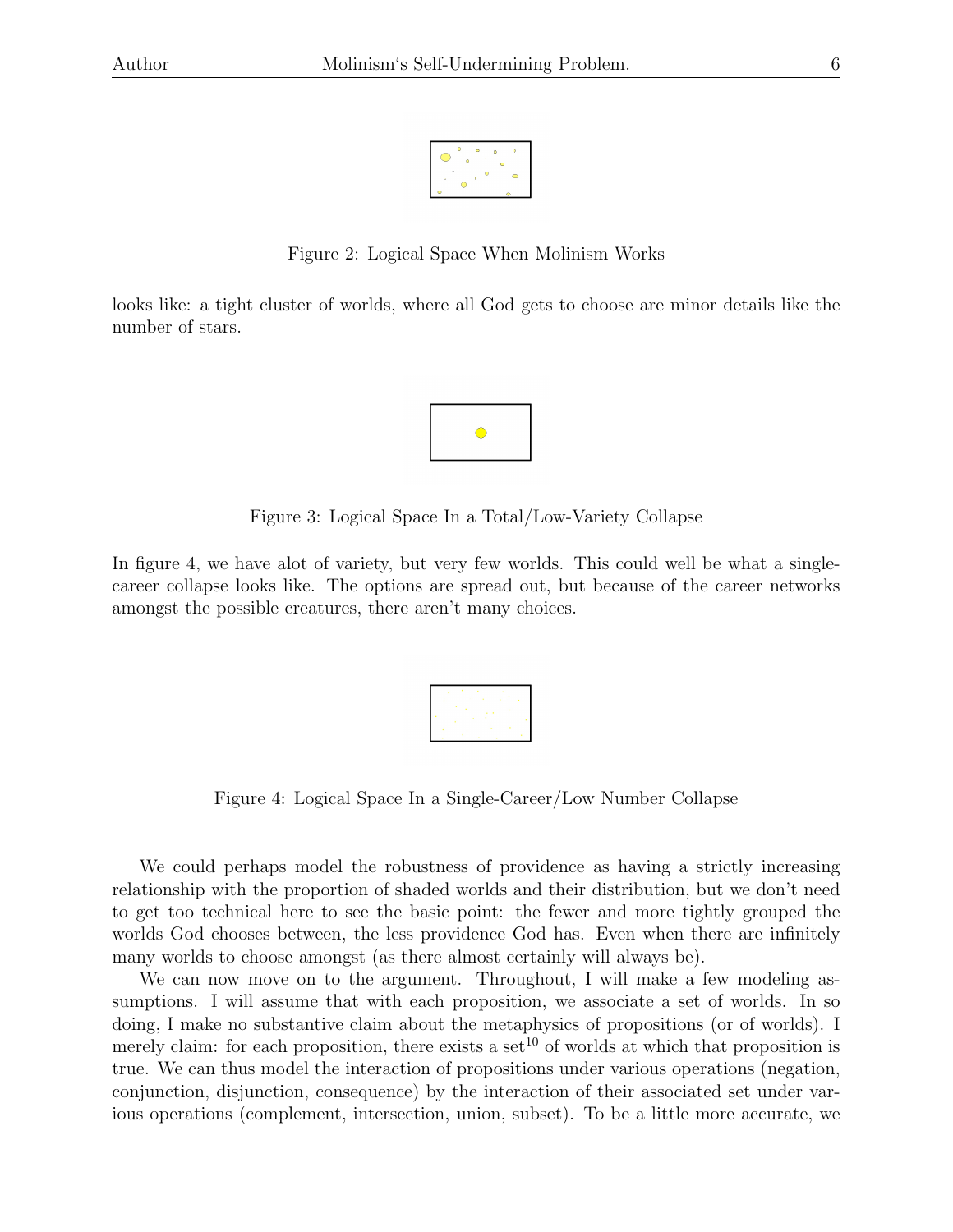Figure 2: Logical Space When Molinism Works

looks like: a tight cluster of worlds, where all God gets to choose are minor details like the number of stars.

Figure 3: Logical Space In a Total/Low-Variety Collapse

In figure 4, we have alot of variety, but very few worlds. This could well be what a single-career collapse looks like. The options are spread out, but because of the career networks amongst the possible creatures, there aren't many choices.

Figure 4: Logical Space In a Single-Career/Low Number Collapse

We could perhaps model the robustness of providence as having a strictly increasing relationship with the proportion of shaded worlds and their distribution, but we don't need to get too technical here to see the basic point: the fewer and more tightly grouped the worlds God chooses between, the less providence God has. Even when there are infinitely many worlds to choose amongst (as there almost certainly will always be).

We can now move on to the argument. Throughout, I will make a few modeling assumptions. I will assume that with each proposition, we associate a set of worlds. In so doing, I make no substantive claim about the metaphysics of propositions (or of worlds). I merely claim: for each proposition, there exists a set[10] of worlds at which that proposition is true. We can thus model the interaction of propositions under various operations (negation, conjunction, disjunction, consequence) by the interaction of their associated set under various operations (complement, intersection, union, subset). To be a little more accurate, we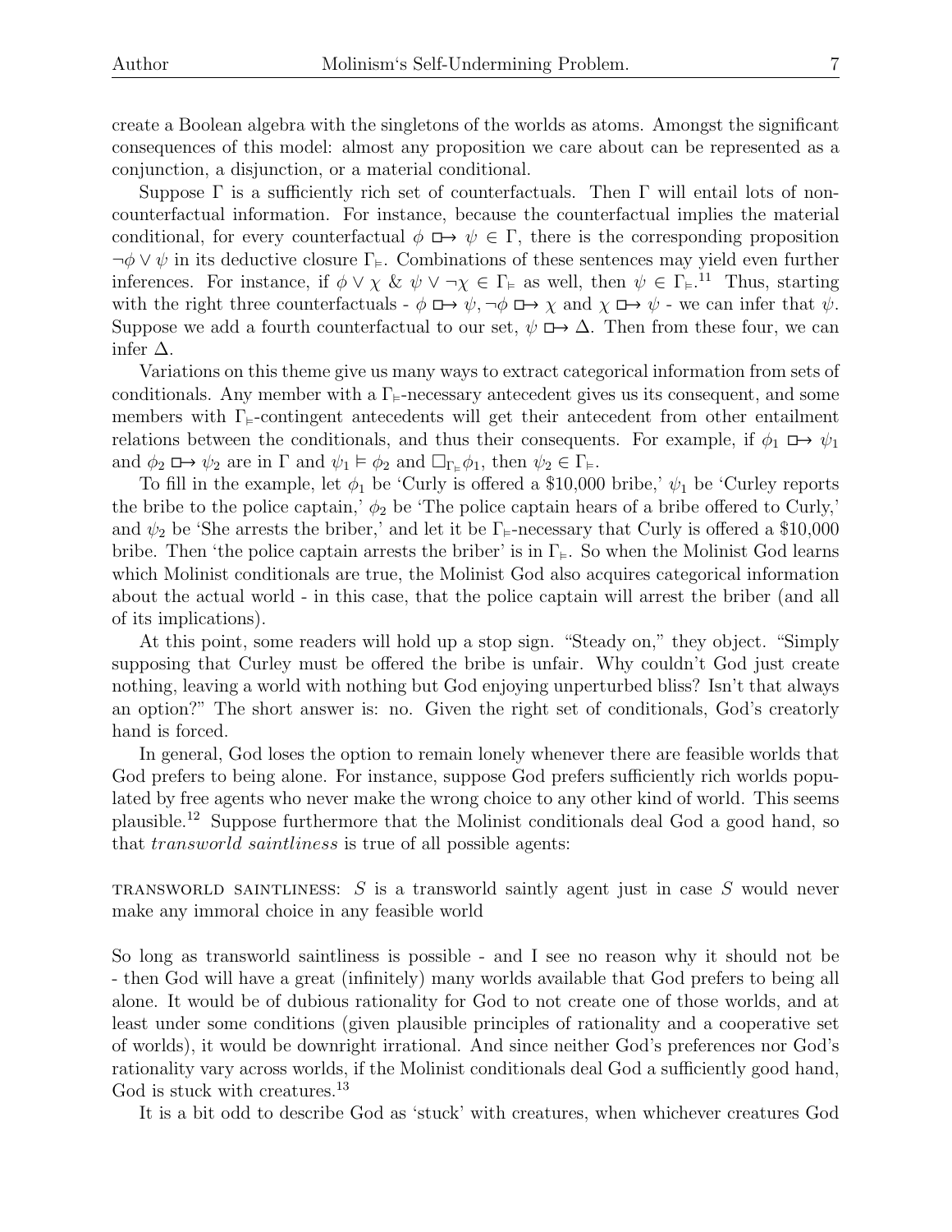create a Boolean algebra with the singletons of the worlds as atoms. Amongst the significant consequences of this model: almost any proposition we care about can be represented as a conjunction, a disjunction, or a material conditional.

Suppose $\Gamma$ is a sufficiently rich set of counterfactuals. Then $\Gamma$ will entail lots of non-counterfactual information. For instance, because the counterfactual implies the material conditional, for every counterfactual $\phi \,\Box\!\!\rightarrow \psi \in \Gamma$, there is the corresponding proposition $\neg\phi \vee \psi$ in its deductive closure $\Gamma_{\vDash}$. Combinations of these sentences may yield even further inferences. For instance, if $\phi \vee \chi$ & $\psi \vee \neg\chi \in \Gamma_{\vDash}$ as well, then $\psi \in \Gamma_{\vDash}$.[11] Thus, starting with the right three counterfactuals - $\phi \,\Box\!\!\rightarrow \psi, \neg\phi \,\Box\!\!\rightarrow \chi$ and $\chi \,\Box\!\!\rightarrow \psi$ - we can infer that $\psi$. Suppose we add a fourth counterfactual to our set, $\psi \,\Box\!\!\rightarrow \Delta$. Then from these four, we can infer $\Delta$.

Variations on this theme give us many ways to extract categorical information from sets of conditionals. Any member with a $\Gamma_{\vDash}$-necessary antecedent gives us its consequent, and some members with $\Gamma_{\vDash}$-contingent antecedents will get their antecedent from other entailment relations between the conditionals, and thus their consequents. For example, if $\phi_1 \,\Box\!\!\rightarrow \psi_1$ and $\phi_2 \,\Box\!\!\rightarrow \psi_2$ are in $\Gamma$ and $\psi_1 \vDash \phi_2$ and $\Box_{\Gamma_{\vDash}}\phi_1$, then $\psi_2 \in \Gamma_{\vDash}$.

To fill in the example, let $\phi_1$ be 'Curly is offered a \$10,000 bribe,' $\psi_1$ be 'Curley reports the bribe to the police captain,' $\phi_2$ be 'The police captain hears of a bribe offered to Curly,' and $\psi_2$ be 'She arrests the briber,' and let it be $\Gamma_{\vDash}$-necessary that Curly is offered a \$10,000 bribe. Then 'the police captain arrests the briber' is in $\Gamma_{\vDash}$. So when the Molinist God learns which Molinist conditionals are true, the Molinist God also acquires categorical information about the actual world - in this case, that the police captain will arrest the briber (and all of its implications).

At this point, some readers will hold up a stop sign. "Steady on," they object. "Simply supposing that Curley must be offered the bribe is unfair. Why couldn't God just create nothing, leaving a world with nothing but God enjoying unperturbed bliss? Isn't that always an option?" The short answer is: no. Given the right set of conditionals, God's creatorly hand is forced.

In general, God loses the option to remain lonely whenever there are feasible worlds that God prefers to being alone. For instance, suppose God prefers sufficiently rich worlds populated by free agents who never make the wrong choice to any other kind of world. This seems plausible.[12] Suppose furthermore that the Molinist conditionals deal God a good hand, so that *transworld saintliness* is true of all possible agents:

TRANSWORLD SAINTLINESS: $S$ is a transworld saintly agent just in case $S$ would never make any immoral choice in any feasible world

So long as transworld saintliness is possible - and I see no reason why it should not be - then God will have a great (infinitely) many worlds available that God prefers to being all alone. It would be of dubious rationality for God to not create one of those worlds, and at least under some conditions (given plausible principles of rationality and a cooperative set of worlds), it would be downright irrational. And since neither God's preferences nor God's rationality vary across worlds, if the Molinist conditionals deal God a sufficiently good hand, God is stuck with creatures.[13]

It is a bit odd to describe God as 'stuck' with creatures, when whichever creatures God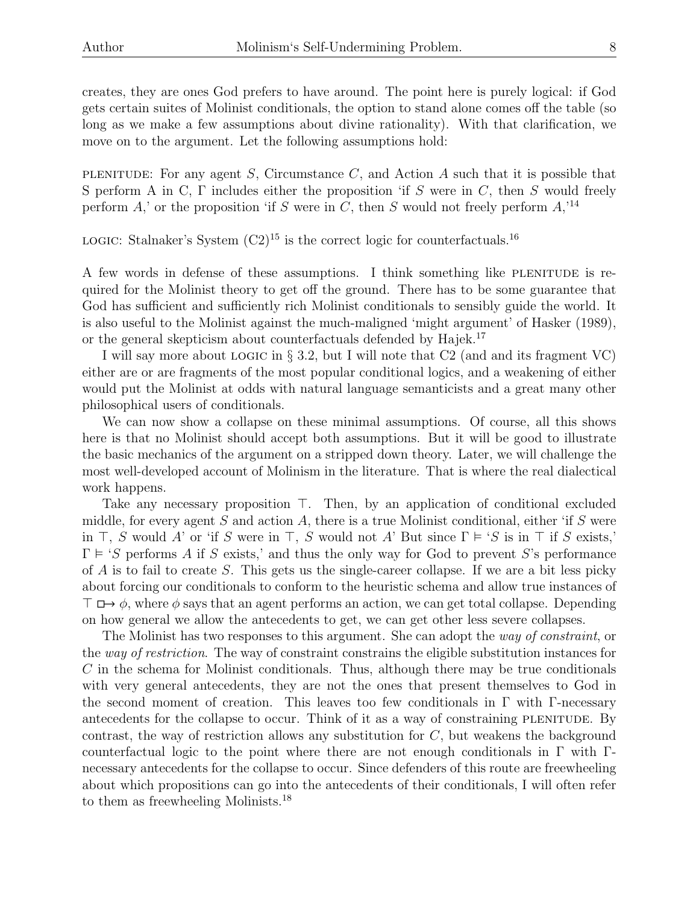creates, they are ones God prefers to have around. The point here is purely logical: if God gets certain suites of Molinist conditionals, the option to stand alone comes off the table (so long as we make a few assumptions about divine rationality). With that clarification, we move on to the argument. Let the following assumptions hold:

PLENITUDE: For any agent $S$, Circumstance $C$, and Action $A$ such that it is possible that S perform A in C, $\Gamma$ includes either the proposition 'if $S$ were in $C$, then $S$ would freely perform $A$,' or the proposition 'if $S$ were in $C$, then $S$ would not freely perform $A$,'[14]

LOGIC: Stalnaker's System (C2)[15] is the correct logic for counterfactuals.[16]

A few words in defense of these assumptions. I think something like PLENITUDE is required for the Molinist theory to get off the ground. There has to be some guarantee that God has sufficient and sufficiently rich Molinist conditionals to sensibly guide the world. It is also useful to the Molinist against the much-maligned 'might argument' of Hasker (1989), or the general skepticism about counterfactuals defended by Hajek.[17]

I will say more about LOGIC in § 3.2, but I will note that C2 (and and its fragment VC) either are or are fragments of the most popular conditional logics, and a weakening of either would put the Molinist at odds with natural language semanticists and a great many other philosophical users of conditionals.

We can now show a collapse on these minimal assumptions. Of course, all this shows here is that no Molinist should accept both assumptions. But it will be good to illustrate the basic mechanics of the argument on a stripped down theory. Later, we will challenge the most well-developed account of Molinism in the literature. That is where the real dialectical work happens.

Take any necessary proposition $\top$. Then, by an application of conditional excluded middle, for every agent $S$ and action $A$, there is a true Molinist conditional, either 'if $S$ were in $\top$, $S$ would $A$' or 'if $S$ were in $\top$, $S$ would not $A$' But since $\Gamma \vDash$ '$S$ is in $\top$ if $S$ exists,' $\Gamma \vDash$ '$S$ performs $A$ if $S$ exists,' and thus the only way for God to prevent $S$'s performance of $A$ is to fail to create $S$. This gets us the single-career collapse. If we are a bit less picky about forcing our conditionals to conform to the heuristic schema and allow true instances of $\top \mathrel{\Box\!\!\rightarrow} \phi$, where $\phi$ says that an agent performs an action, we can get total collapse. Depending on how general we allow the antecedents to get, we can get other less severe collapses.

The Molinist has two responses to this argument. She can adopt the *way of constraint*, or the *way of restriction*. The way of constraint constrains the eligible substitution instances for $C$ in the schema for Molinist conditionals. Thus, although there may be true conditionals with very general antecedents, they are not the ones that present themselves to God in the second moment of creation. This leaves too few conditionals in $\Gamma$ with $\Gamma$-necessary antecedents for the collapse to occur. Think of it as a way of constraining PLENITUDE. By contrast, the way of restriction allows any substitution for $C$, but weakens the background counterfactual logic to the point where there are not enough conditionals in $\Gamma$ with $\Gamma$-necessary antecedents for the collapse to occur. Since defenders of this route are freewheeling about which propositions can go into the antecedents of their conditionals, I will often refer to them as freewheeling Molinists.[18]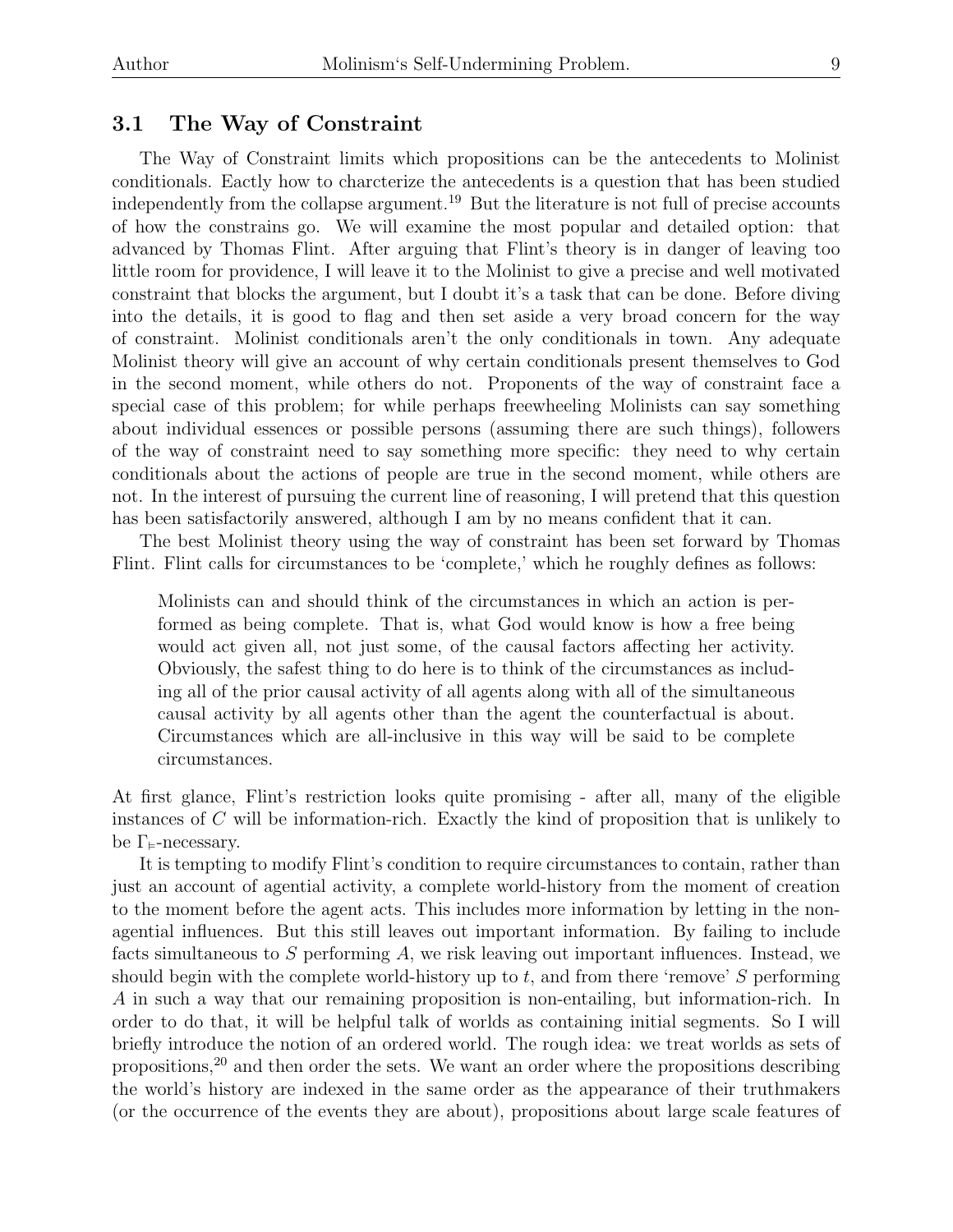### 3.1 The Way of Constraint

The Way of Constraint limits which propositions can be the antecedents to Molinist conditionals. Eactly how to charcterize the antecedents is a question that has been studied independently from the collapse argument.[19] But the literature is not full of precise accounts of how the constrains go. We will examine the most popular and detailed option: that advanced by Thomas Flint. After arguing that Flint's theory is in danger of leaving too little room for providence, I will leave it to the Molinist to give a precise and well motivated constraint that blocks the argument, but I doubt it's a task that can be done. Before diving into the details, it is good to flag and then set aside a very broad concern for the way of constraint. Molinist conditionals aren't the only conditionals in town. Any adequate Molinist theory will give an account of why certain conditionals present themselves to God in the second moment, while others do not. Proponents of the way of constraint face a special case of this problem; for while perhaps freewheeling Molinists can say something about individual essences or possible persons (assuming there are such things), followers of the way of constraint need to say something more specific: they need to why certain conditionals about the actions of people are true in the second moment, while others are not. In the interest of pursuing the current line of reasoning, I will pretend that this question has been satisfactorily answered, although I am by no means confident that it can.

The best Molinist theory using the way of constraint has been set forward by Thomas Flint. Flint calls for circumstances to be 'complete,' which he roughly defines as follows:

> Molinists can and should think of the circumstances in which an action is performed as being complete. That is, what God would know is how a free being would act given all, not just some, of the causal factors affecting her activity. Obviously, the safest thing to do here is to think of the circumstances as including all of the prior causal activity of all agents along with all of the simultaneous causal activity by all agents other than the agent the counterfactual is about. Circumstances which are all-inclusive in this way will be said to be complete circumstances.

At first glance, Flint's restriction looks quite promising - after all, many of the eligible instances of $C$ will be information-rich. Exactly the kind of proposition that is unlikely to be $\Gamma_{\vDash}$-necessary.

It is tempting to modify Flint's condition to require circumstances to contain, rather than just an account of agential activity, a complete world-history from the moment of creation to the moment before the agent acts. This includes more information by letting in the non-agential influences. But this still leaves out important information. By failing to include facts simultaneous to $S$ performing $A$, we risk leaving out important influences. Instead, we should begin with the complete world-history up to $t$, and from there 'remove' $S$ performing $A$ in such a way that our remaining proposition is non-entailing, but information-rich. In order to do that, it will be helpful talk of worlds as containing initial segments. So I will briefly introduce the notion of an ordered world. The rough idea: we treat worlds as sets of propositions,[20] and then order the sets. We want an order where the propositions describing the world's history are indexed in the same order as the appearance of their truthmakers (or the occurrence of the events they are about), propositions about large scale features of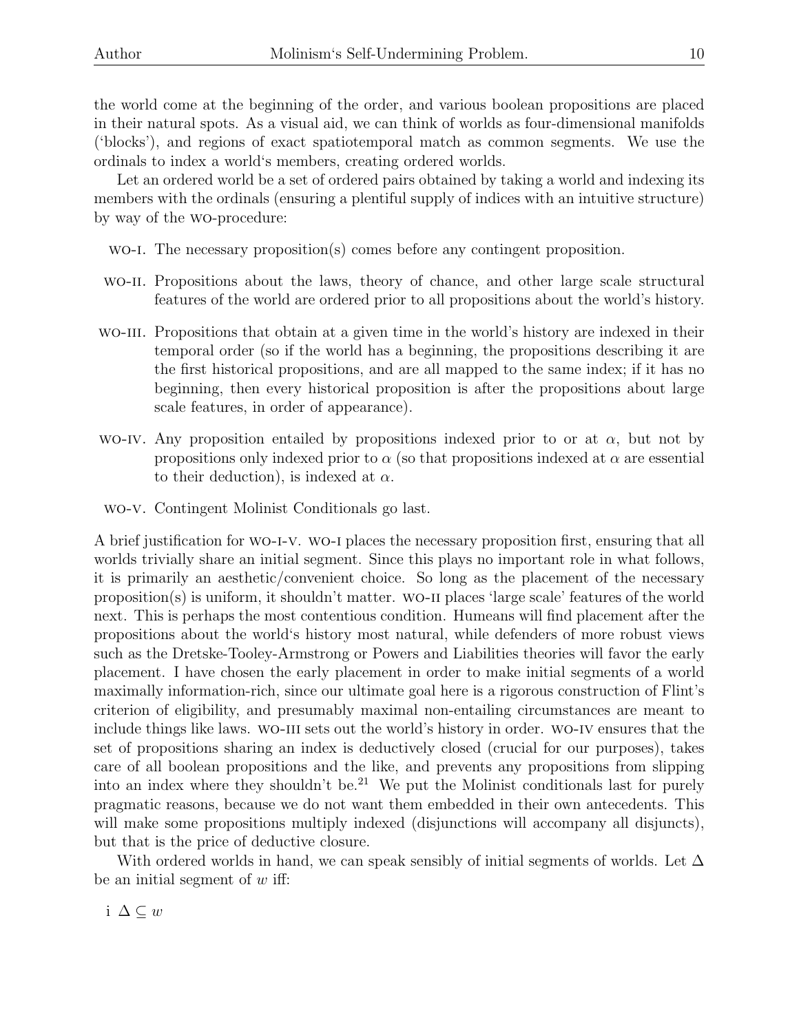the world come at the beginning of the order, and various boolean propositions are placed in their natural spots. As a visual aid, we can think of worlds as four-dimensional manifolds ('blocks'), and regions of exact spatiotemporal match as common segments. We use the ordinals to index a world's members, creating ordered worlds.

Let an ordered world be a set of ordered pairs obtained by taking a world and indexing its members with the ordinals (ensuring a plentiful supply of indices with an intuitive structure) by way of the WO-procedure:

- WO-I. The necessary proposition(s) comes before any contingent proposition.
- WO-II. Propositions about the laws, theory of chance, and other large scale structural features of the world are ordered prior to all propositions about the world's history.
- WO-III. Propositions that obtain at a given time in the world's history are indexed in their temporal order (so if the world has a beginning, the propositions describing it are the first historical propositions, and are all mapped to the same index; if it has no beginning, then every historical proposition is after the propositions about large scale features, in order of appearance).
- WO-IV. Any proposition entailed by propositions indexed prior to or at $\alpha$, but not by propositions only indexed prior to $\alpha$ (so that propositions indexed at $\alpha$ are essential to their deduction), is indexed at $\alpha$.
- WO-V. Contingent Molinist Conditionals go last.

A brief justification for WO-I-V. WO-I places the necessary proposition first, ensuring that all worlds trivially share an initial segment. Since this plays no important role in what follows, it is primarily an aesthetic/convenient choice. So long as the placement of the necessary proposition(s) is uniform, it shouldn't matter. WO-II places 'large scale' features of the world next. This is perhaps the most contentious condition. Humeans will find placement after the propositions about the world's history most natural, while defenders of more robust views such as the Dretske-Tooley-Armstrong or Powers and Liabilities theories will favor the early placement. I have chosen the early placement in order to make initial segments of a world maximally information-rich, since our ultimate goal here is a rigorous construction of Flint's criterion of eligibility, and presumably maximal non-entailing circumstances are meant to include things like laws. WO-III sets out the world's history in order. WO-IV ensures that the set of propositions sharing an index is deductively closed (crucial for our purposes), takes care of all boolean propositions and the like, and prevents any propositions from slipping into an index where they shouldn't be.[21] We put the Molinist conditionals last for purely pragmatic reasons, because we do not want them embedded in their own antecedents. This will make some propositions multiply indexed (disjunctions will accompany all disjuncts), but that is the price of deductive closure.

With ordered worlds in hand, we can speak sensibly of initial segments of worlds. Let $\Delta$ be an initial segment of $w$ iff:

i $\Delta \subseteq w$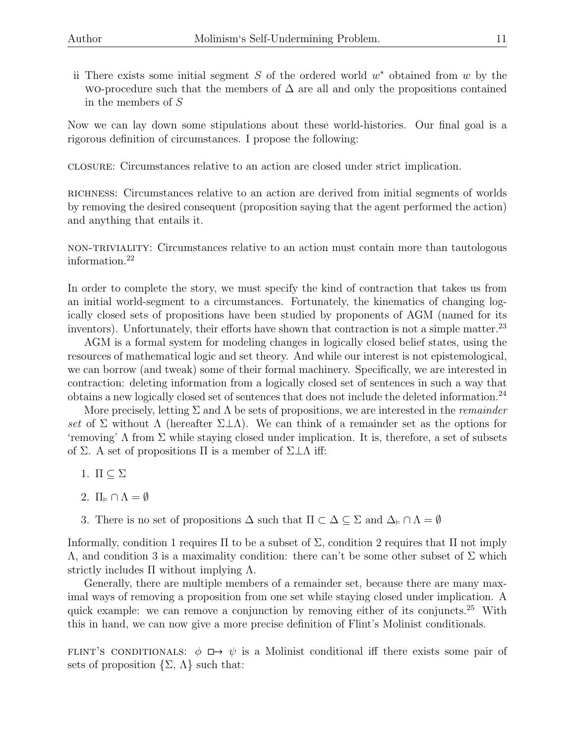ii There exists some initial segment $S$ of the ordered world $w^*$ obtained from $w$ by the WO-procedure such that the members of $\Delta$ are all and only the propositions contained in the members of $S$

Now we can lay down some stipulations about these world-histories. Our final goal is a rigorous definition of circumstances. I propose the following:

CLOSURE: Circumstances relative to an action are closed under strict implication.

RICHNESS: Circumstances relative to an action are derived from initial segments of worlds by removing the desired consequent (proposition saying that the agent performed the action) and anything that entails it.

NON-TRIVIALITY: Circumstances relative to an action must contain more than tautologous information.[22]

In order to complete the story, we must specify the kind of contraction that takes us from an initial world-segment to a circumstances. Fortunately, the kinematics of changing logically closed sets of propositions have been studied by proponents of AGM (named for its inventors). Unfortunately, their efforts have shown that contraction is not a simple matter.[23]

AGM is a formal system for modeling changes in logically closed belief states, using the resources of mathematical logic and set theory. And while our interest is not epistemological, we can borrow (and tweak) some of their formal machinery. Specifically, we are interested in contraction: deleting information from a logically closed set of sentences in such a way that obtains a new logically closed set of sentences that does not include the deleted information.[24]

More precisely, letting $\Sigma$ and $\Lambda$ be sets of propositions, we are interested in the *remainder set* of $\Sigma$ without $\Lambda$ (hereafter $\Sigma \perp \Lambda$). We can think of a remainder set as the options for 'removing' $\Lambda$ from $\Sigma$ while staying closed under implication. It is, therefore, a set of subsets of $\Sigma$. A set of propositions $\Pi$ is a member of $\Sigma \perp \Lambda$ iff:

1. $\Pi \subseteq \Sigma$
2. $\Pi_{\models} \cap \Lambda = \emptyset$
3. There is no set of propositions $\Delta$ such that $\Pi \subset \Delta \subseteq \Sigma$ and $\Delta_{\models} \cap \Lambda = \emptyset$

Informally, condition 1 requires $\Pi$ to be a subset of $\Sigma$, condition 2 requires that $\Pi$ not imply $\Lambda$, and condition 3 is a maximality condition: there can't be some other subset of $\Sigma$ which strictly includes $\Pi$ without implying $\Lambda$.

Generally, there are multiple members of a remainder set, because there are many maximal ways of removing a proposition from one set while staying closed under implication. A quick example: we can remove a conjunction by removing either of its conjuncts.[25] With this in hand, we can now give a more precise definition of Flint's Molinist conditionals.

FLINT'S CONDITIONALS: $\phi \mathrel{\Box\!\!\rightarrow} \psi$ is a Molinist conditional iff there exists some pair of sets of proposition $\{\Sigma, \Lambda\}$ such that: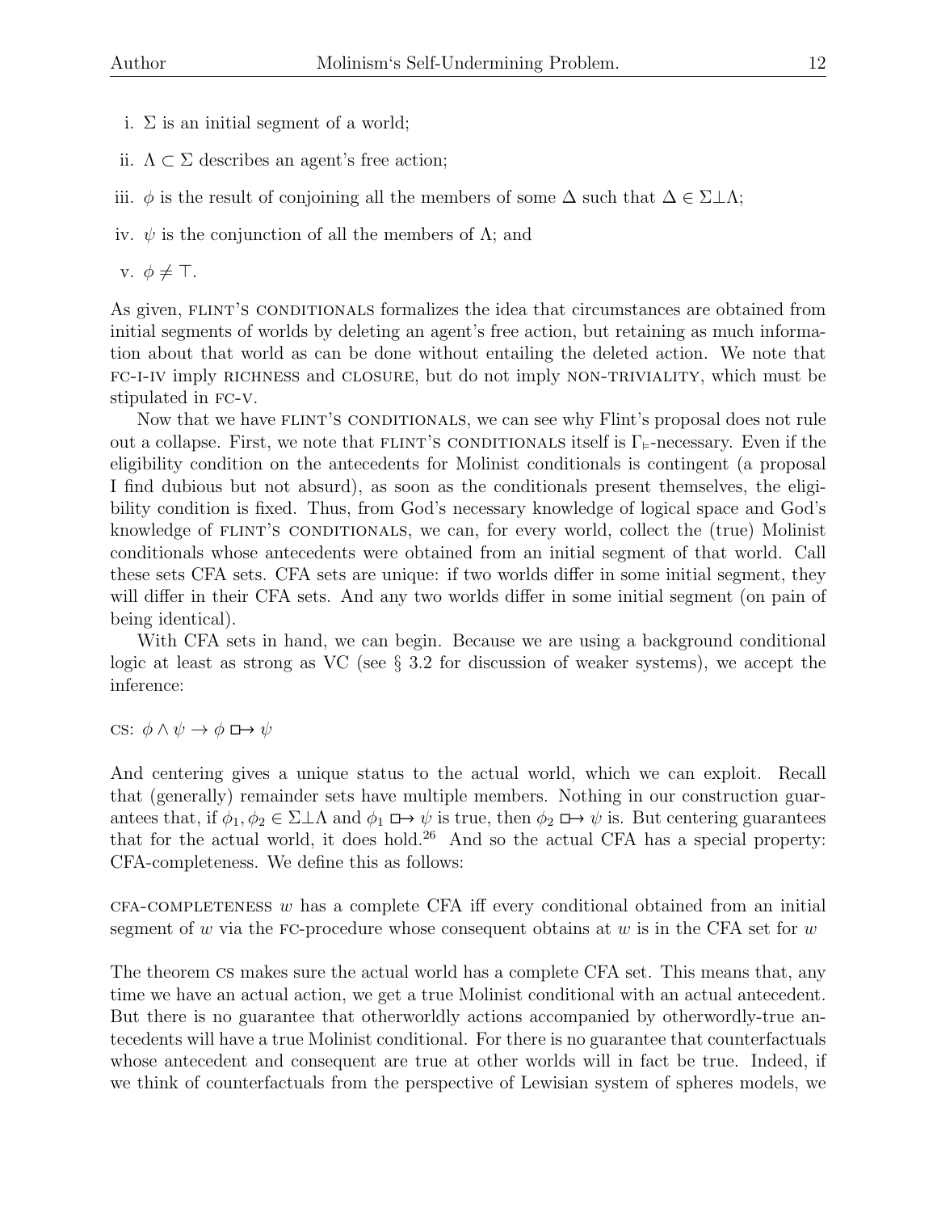i. $\Sigma$ is an initial segment of a world;

ii. $\Lambda \subset \Sigma$ describes an agent's free action;

iii. $\phi$ is the result of conjoining all the members of some $\Delta$ such that $\Delta \in \Sigma \bot \Lambda$;

iv. $\psi$ is the conjunction of all the members of $\Lambda$; and

v. $\phi \neq \top$.

As given, FLINT'S CONDITIONALS formalizes the idea that circumstances are obtained from initial segments of worlds by deleting an agent's free action, but retaining as much information about that world as can be done without entailing the deleted action. We note that FC-I-IV imply RICHNESS and CLOSURE, but do not imply NON-TRIVIALITY, which must be stipulated in FC-V.

Now that we have FLINT'S CONDITIONALS, we can see why Flint's proposal does not rule out a collapse. First, we note that FLINT'S CONDITIONALS itself is $\Gamma_{\models}$-necessary. Even if the eligibility condition on the antecedents for Molinist conditionals is contingent (a proposal I find dubious but not absurd), as soon as the conditionals present themselves, the eligibility condition is fixed. Thus, from God's necessary knowledge of logical space and God's knowledge of FLINT'S CONDITIONALS, we can, for every world, collect the (true) Molinist conditionals whose antecedents were obtained from an initial segment of that world. Call these sets CFA sets. CFA sets are unique: if two worlds differ in some initial segment, they will differ in their CFA sets. And any two worlds differ in some initial segment (on pain of being identical).

With CFA sets in hand, we can begin. Because we are using a background conditional logic at least as strong as VC (see § 3.2 for discussion of weaker systems), we accept the inference:

CS: $\phi \wedge \psi \rightarrow \phi \,\Box\!\!\rightarrow \psi$

And centering gives a unique status to the actual world, which we can exploit. Recall that (generally) remainder sets have multiple members. Nothing in our construction guarantees that, if $\phi_1, \phi_2 \in \Sigma \bot \Lambda$ and $\phi_1 \,\Box\!\!\rightarrow \psi$ is true, then $\phi_2 \,\Box\!\!\rightarrow \psi$ is. But centering guarantees that for the actual world, it does hold.[26] And so the actual CFA has a special property: CFA-completeness. We define this as follows:

CFA-COMPLETENESS $w$ has a complete CFA iff every conditional obtained from an initial segment of $w$ via the FC-procedure whose consequent obtains at $w$ is in the CFA set for $w$

The theorem CS makes sure the actual world has a complete CFA set. This means that, any time we have an actual action, we get a true Molinist conditional with an actual antecedent. But there is no guarantee that otherworldly actions accompanied by otherwordly-true antecedents will have a true Molinist conditional. For there is no guarantee that counterfactuals whose antecedent and consequent are true at other worlds will in fact be true. Indeed, if we think of counterfactuals from the perspective of Lewisian system of spheres models, we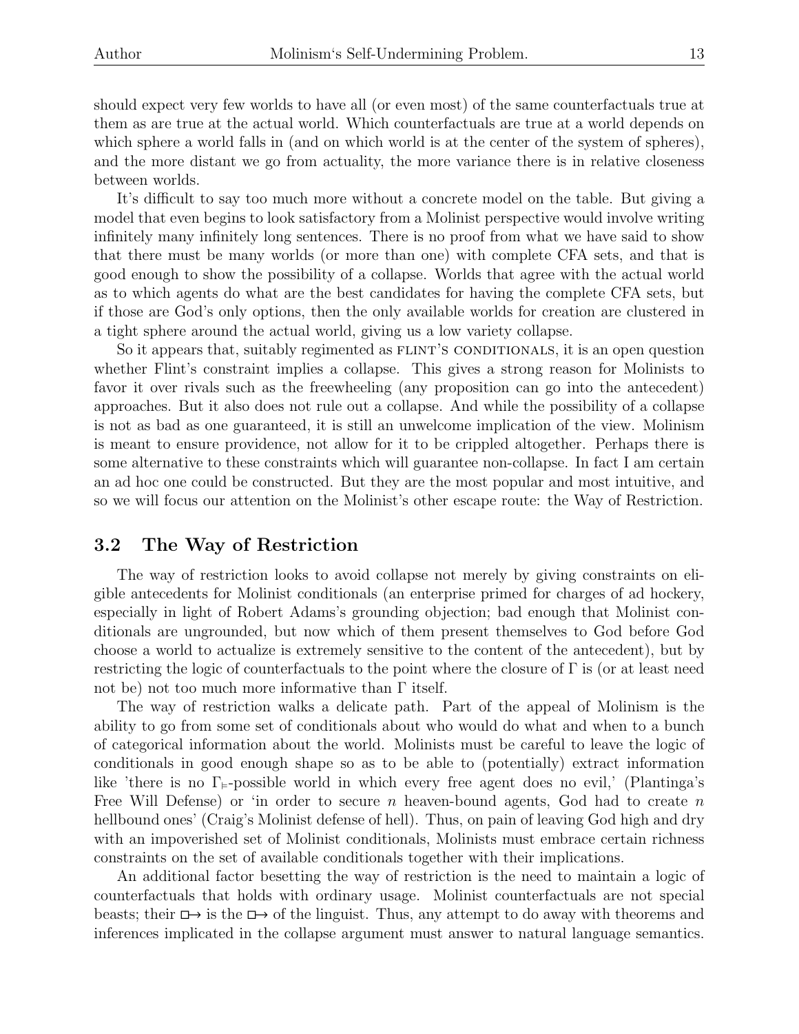should expect very few worlds to have all (or even most) of the same counterfactuals true at them as are true at the actual world. Which counterfactuals are true at a world depends on which sphere a world falls in (and on which world is at the center of the system of spheres), and the more distant we go from actuality, the more variance there is in relative closeness between worlds.

It's difficult to say too much more without a concrete model on the table. But giving a model that even begins to look satisfactory from a Molinist perspective would involve writing infinitely many infinitely long sentences. There is no proof from what we have said to show that there must be many worlds (or more than one) with complete CFA sets, and that is good enough to show the possibility of a collapse. Worlds that agree with the actual world as to which agents do what are the best candidates for having the complete CFA sets, but if those are God's only options, then the only available worlds for creation are clustered in a tight sphere around the actual world, giving us a low variety collapse.

So it appears that, suitably regimented as FLINT'S CONDITIONALS, it is an open question whether Flint's constraint implies a collapse. This gives a strong reason for Molinists to favor it over rivals such as the freewheeling (any proposition can go into the antecedent) approaches. But it also does not rule out a collapse. And while the possibility of a collapse is not as bad as one guaranteed, it is still an unwelcome implication of the view. Molinism is meant to ensure providence, not allow for it to be crippled altogether. Perhaps there is some alternative to these constraints which will guarantee non-collapse. In fact I am certain an ad hoc one could be constructed. But they are the most popular and most intuitive, and so we will focus our attention on the Molinist's other escape route: the Way of Restriction.

### 3.2 The Way of Restriction

The way of restriction looks to avoid collapse not merely by giving constraints on eligible antecedents for Molinist conditionals (an enterprise primed for charges of ad hockery, especially in light of Robert Adams's grounding objection; bad enough that Molinist conditionals are ungrounded, but now which of them present themselves to God before God choose a world to actualize is extremely sensitive to the content of the antecedent), but by restricting the logic of counterfactuals to the point where the closure of $\Gamma$ is (or at least need not be) not too much more informative than $\Gamma$ itself.

The way of restriction walks a delicate path. Part of the appeal of Molinism is the ability to go from some set of conditionals about who would do what and when to a bunch of categorical information about the world. Molinists must be careful to leave the logic of conditionals in good enough shape so as to be able to (potentially) extract information like 'there is no $\Gamma_{\models}$-possible world in which every free agent does no evil,' (Plantinga's Free Will Defense) or 'in order to secure $n$ heaven-bound agents, God had to create $n$ hellbound ones' (Craig's Molinist defense of hell). Thus, on pain of leaving God high and dry with an impoverished set of Molinist conditionals, Molinists must embrace certain richness constraints on the set of available conditionals together with their implications.

An additional factor besetting the way of restriction is the need to maintain a logic of counterfactuals that holds with ordinary usage. Molinist counterfactuals are not special beasts; their $\Box\!\!\rightarrow$ is the $\Box\!\!\rightarrow$ of the linguist. Thus, any attempt to do away with theorems and inferences implicated in the collapse argument must answer to natural language semantics.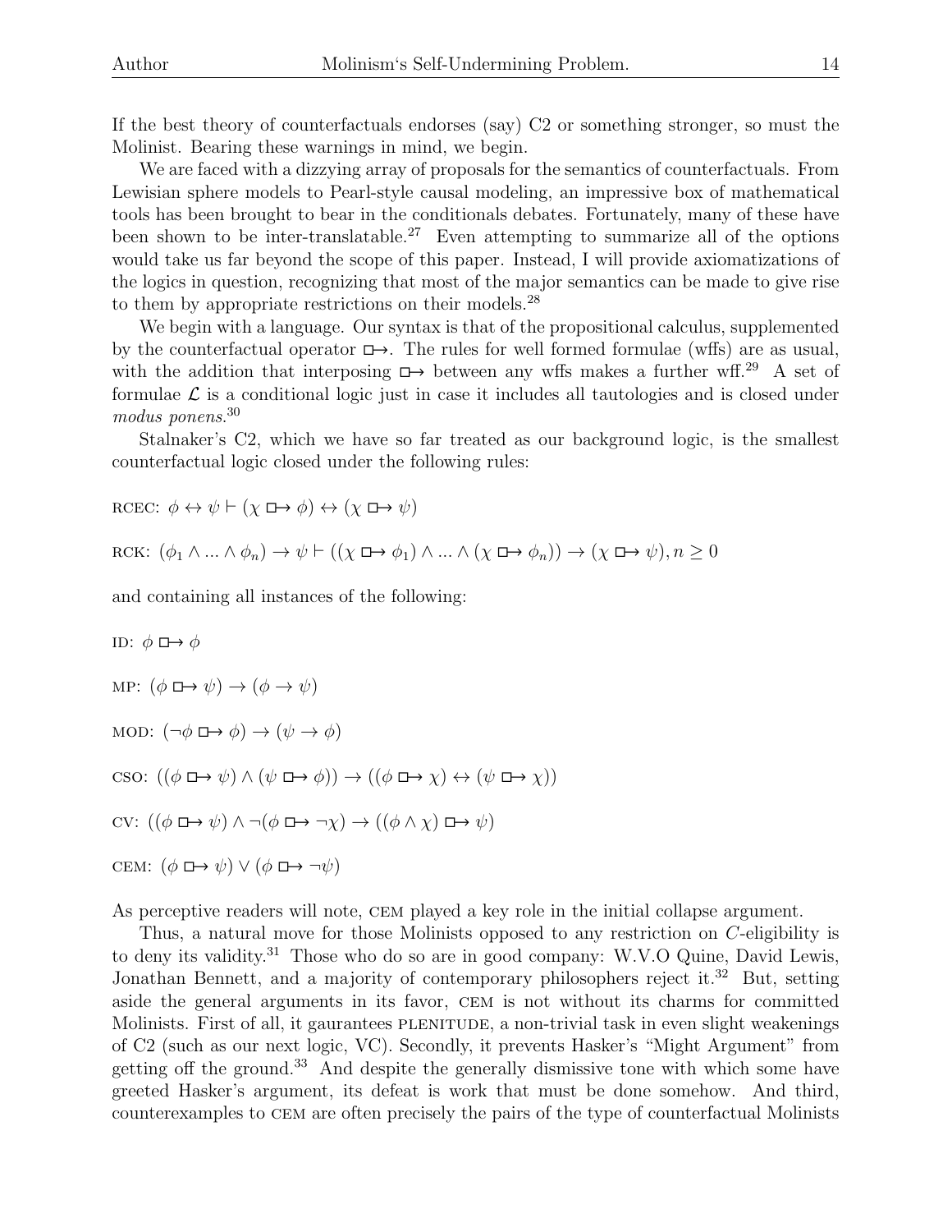If the best theory of counterfactuals endorses (say) C2 or something stronger, so must the Molinist. Bearing these warnings in mind, we begin.

We are faced with a dizzying array of proposals for the semantics of counterfactuals. From Lewisian sphere models to Pearl-style causal modeling, an impressive box of mathematical tools has been brought to bear in the conditionals debates. Fortunately, many of these have been shown to be inter-translatable.[27] Even attempting to summarize all of the options would take us far beyond the scope of this paper. Instead, I will provide axiomatizations of the logics in question, recognizing that most of the major semantics can be made to give rise to them by appropriate restrictions on their models.[28]

We begin with a language. Our syntax is that of the propositional calculus, supplemented by the counterfactual operator $\Box\!\!\rightarrow$. The rules for well formed formulae (wffs) are as usual, with the addition that interposing $\Box\!\!\rightarrow$ between any wffs makes a further wff.[29] A set of formulae $\mathcal{L}$ is a conditional logic just in case it includes all tautologies and is closed under *modus ponens*.[30]

Stalnaker's C2, which we have so far treated as our background logic, is the smallest counterfactual logic closed under the following rules:

RCEC: $\phi \leftrightarrow \psi \vdash (\chi \Box\!\!\rightarrow \phi) \leftrightarrow (\chi \Box\!\!\rightarrow \psi)$

RCK: $(\phi_1 \wedge ... \wedge \phi_n) \rightarrow \psi \vdash ((\chi \Box\!\!\rightarrow \phi_1) \wedge ... \wedge (\chi \Box\!\!\rightarrow \phi_n)) \rightarrow (\chi \Box\!\!\rightarrow \psi), n \geq 0$

and containing all instances of the following:

ID: $\phi \Box\!\!\rightarrow \phi$

MP: $(\phi \Box\!\!\rightarrow \psi) \rightarrow (\phi \rightarrow \psi)$

MOD: $(\neg\phi \Box\!\!\rightarrow \phi) \rightarrow (\psi \rightarrow \phi)$

CSO: $((\phi \Box\!\!\rightarrow \psi) \wedge (\psi \Box\!\!\rightarrow \phi)) \rightarrow ((\phi \Box\!\!\rightarrow \chi) \leftrightarrow (\psi \Box\!\!\rightarrow \chi))$

CV: $((\phi \Box\!\!\rightarrow \psi) \wedge \neg(\phi \Box\!\!\rightarrow \neg\chi) \rightarrow ((\phi \wedge \chi) \Box\!\!\rightarrow \psi)$

CEM: $(\phi \Box\!\!\rightarrow \psi) \vee (\phi \Box\!\!\rightarrow \neg\psi)$

As perceptive readers will note, CEM played a key role in the initial collapse argument.

Thus, a natural move for those Molinists opposed to any restriction on $C$-eligibility is to deny its validity.[31] Those who do so are in good company: W.V.O Quine, David Lewis, Jonathan Bennett, and a majority of contemporary philosophers reject it.[32] But, setting aside the general arguments in its favor, CEM is not without its charms for committed Molinists. First of all, it gaurantees PLENITUDE, a non-trivial task in even slight weakenings of C2 (such as our next logic, VC). Secondly, it prevents Hasker's "Might Argument" from getting off the ground.[33] And despite the generally dismissive tone with which some have greeted Hasker's argument, its defeat is work that must be done somehow. And third, counterexamples to CEM are often precisely the pairs of the type of counterfactual Molinists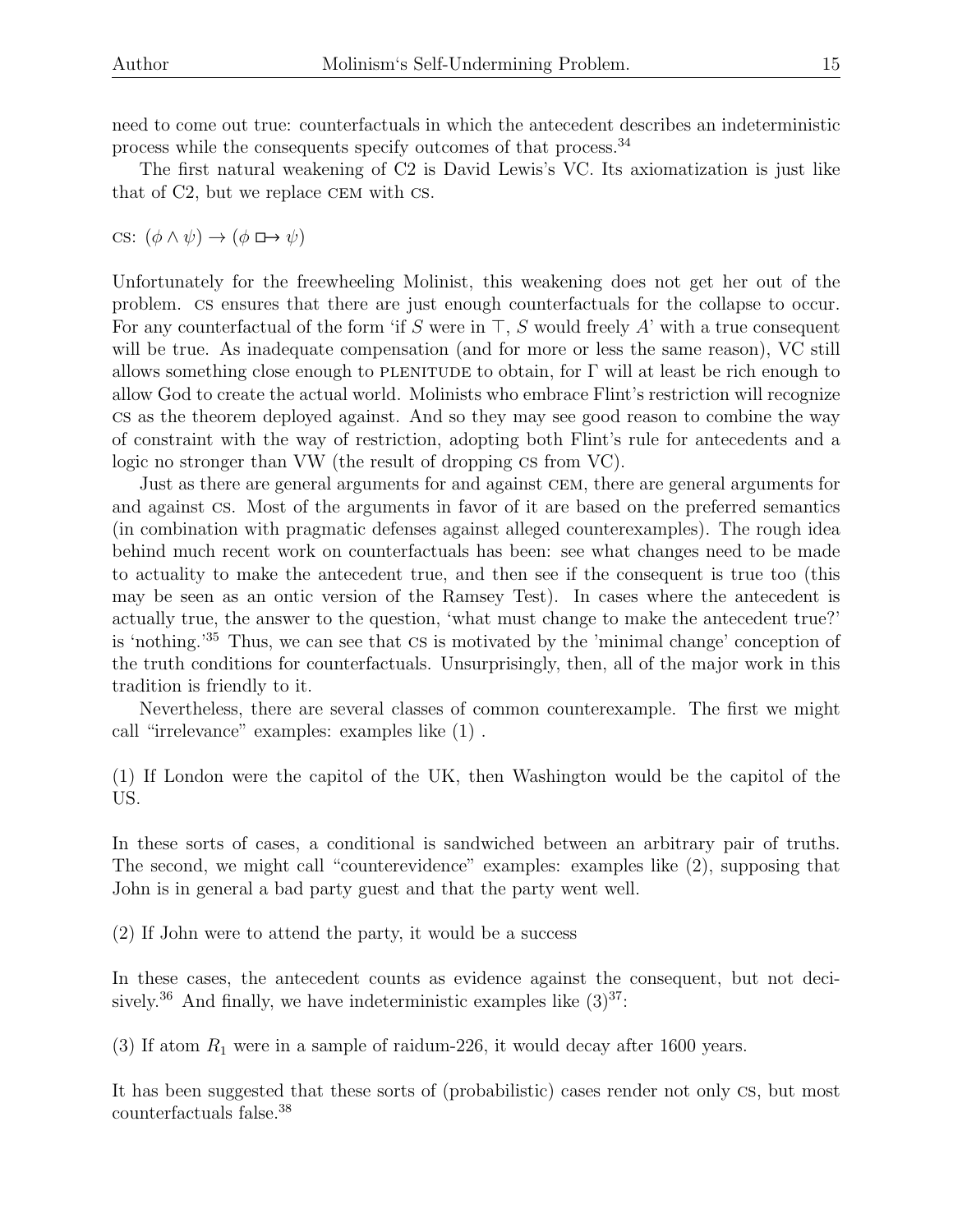need to come out true: counterfactuals in which the antecedent describes an indeterministic process while the consequents specify outcomes of that process.[34]

The first natural weakening of C2 is David Lewis's VC. Its axiomatization is just like that of C2, but we replace CEM with CS.

CS: $(\phi \wedge \psi) \rightarrow (\phi \,\square\!\!\rightarrow \psi)$

Unfortunately for the freewheeling Molinist, this weakening does not get her out of the problem. CS ensures that there are just enough counterfactuals for the collapse to occur. For any counterfactual of the form 'if $S$ were in $\top$, $S$ would freely $A$' with a true consequent will be true. As inadequate compensation (and for more or less the same reason), VC still allows something close enough to PLENITUDE to obtain, for $\Gamma$ will at least be rich enough to allow God to create the actual world. Molinists who embrace Flint's restriction will recognize CS as the theorem deployed against. And so they may see good reason to combine the way of constraint with the way of restriction, adopting both Flint's rule for antecedents and a logic no stronger than VW (the result of dropping CS from VC).

Just as there are general arguments for and against CEM, there are general arguments for and against CS. Most of the arguments in favor of it are based on the preferred semantics (in combination with pragmatic defenses against alleged counterexamples). The rough idea behind much recent work on counterfactuals has been: see what changes need to be made to actuality to make the antecedent true, and then see if the consequent is true too (this may be seen as an ontic version of the Ramsey Test). In cases where the antecedent is actually true, the answer to the question, 'what must change to make the antecedent true?' is 'nothing.'[35] Thus, we can see that CS is motivated by the 'minimal change' conception of the truth conditions for counterfactuals. Unsurprisingly, then, all of the major work in this tradition is friendly to it.

Nevertheless, there are several classes of common counterexample. The first we might call "irrelevance" examples: examples like (1) .

(1) If London were the capitol of the UK, then Washington would be the capitol of the US.

In these sorts of cases, a conditional is sandwiched between an arbitrary pair of truths. The second, we might call "counterevidence" examples: examples like (2), supposing that John is in general a bad party guest and that the party went well.

(2) If John were to attend the party, it would be a success

In these cases, the antecedent counts as evidence against the consequent, but not decisively.[36] And finally, we have indeterministic examples like (3)[37]:

(3) If atom $R_1$ were in a sample of raidum-226, it would decay after 1600 years.

It has been suggested that these sorts of (probabilistic) cases render not only CS, but most counterfactuals false.[38]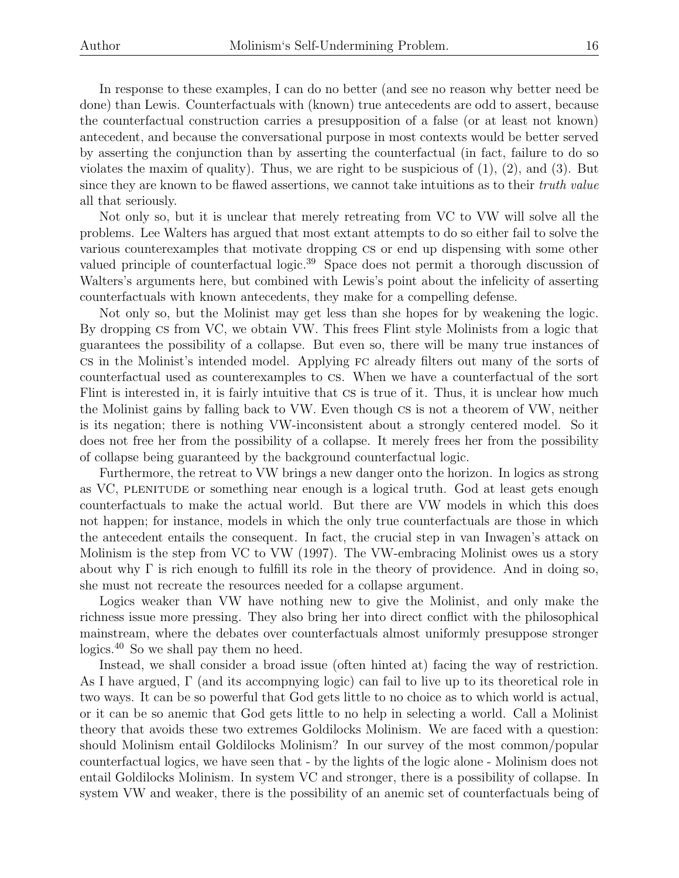In response to these examples, I can do no better (and see no reason why better need be done) than Lewis. Counterfactuals with (known) true antecedents are odd to assert, because the counterfactual construction carries a presupposition of a false (or at least not known) antecedent, and because the conversational purpose in most contexts would be better served by asserting the conjunction than by asserting the counterfactual (in fact, failure to do so violates the maxim of quality). Thus, we are right to be suspicious of (1), (2), and (3). But since they are known to be flawed assertions, we cannot take intuitions as to their *truth value* all that seriously.

Not only so, but it is unclear that merely retreating from VC to VW will solve all the problems. Lee Walters has argued that most extant attempts to do so either fail to solve the various counterexamples that motivate dropping CS or end up dispensing with some other valued principle of counterfactual logic.[39] Space does not permit a thorough discussion of Walters's arguments here, but combined with Lewis's point about the infelicity of asserting counterfactuals with known antecedents, they make for a compelling defense.

Not only so, but the Molinist may get less than she hopes for by weakening the logic. By dropping CS from VC, we obtain VW. This frees Flint style Molinists from a logic that guarantees the possibility of a collapse. But even so, there will be many true instances of CS in the Molinist's intended model. Applying FC already filters out many of the sorts of counterfactual used as counterexamples to CS. When we have a counterfactual of the sort Flint is interested in, it is fairly intuitive that CS is true of it. Thus, it is unclear how much the Molinist gains by falling back to VW. Even though CS is not a theorem of VW, neither is its negation; there is nothing VW-inconsistent about a strongly centered model. So it does not free her from the possibility of a collapse. It merely frees her from the possibility of collapse being guaranteed by the background counterfactual logic.

Furthermore, the retreat to VW brings a new danger onto the horizon. In logics as strong as VC, PLENITUDE or something near enough is a logical truth. God at least gets enough counterfactuals to make the actual world. But there are VW models in which this does not happen; for instance, models in which the only true counterfactuals are those in which the antecedent entails the consequent. In fact, the crucial step in van Inwagen's attack on Molinism is the step from VC to VW (1997). The VW-embracing Molinist owes us a story about why $\Gamma$ is rich enough to fulfill its role in the theory of providence. And in doing so, she must not recreate the resources needed for a collapse argument.

Logics weaker than VW have nothing new to give the Molinist, and only make the richness issue more pressing. They also bring her into direct conflict with the philosophical mainstream, where the debates over counterfactuals almost uniformly presuppose stronger logics.[40] So we shall pay them no heed.

Instead, we shall consider a broad issue (often hinted at) facing the way of restriction. As I have argued, $\Gamma$ (and its accompnying logic) can fail to live up to its theoretical role in two ways. It can be so powerful that God gets little to no choice as to which world is actual, or it can be so anemic that God gets little to no help in selecting a world. Call a Molinist theory that avoids these two extremes Goldilocks Molinism. We are faced with a question: should Molinism entail Goldilocks Molinism? In our survey of the most common/popular counterfactual logics, we have seen that - by the lights of the logic alone - Molinism does not entail Goldilocks Molinism. In system VC and stronger, there is a possibility of collapse. In system VW and weaker, there is the possibility of an anemic set of counterfactuals being of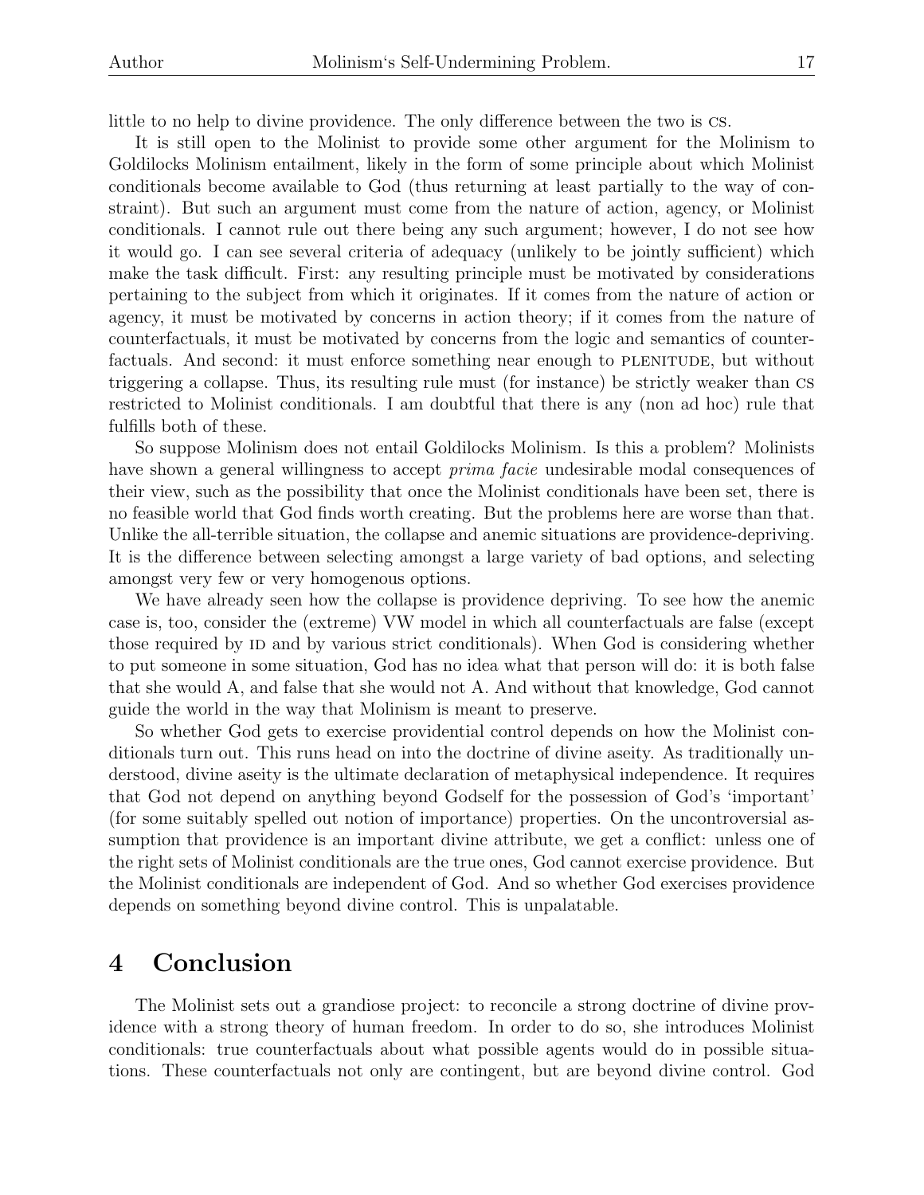little to no help to divine providence. The only difference between the two is CS.

It is still open to the Molinist to provide some other argument for the Molinism to Goldilocks Molinism entailment, likely in the form of some principle about which Molinist conditionals become available to God (thus returning at least partially to the way of constraint). But such an argument must come from the nature of action, agency, or Molinist conditionals. I cannot rule out there being any such argument; however, I do not see how it would go. I can see several criteria of adequacy (unlikely to be jointly sufficient) which make the task difficult. First: any resulting principle must be motivated by considerations pertaining to the subject from which it originates. If it comes from the nature of action or agency, it must be motivated by concerns in action theory; if it comes from the nature of counterfactuals, it must be motivated by concerns from the logic and semantics of counterfactuals. And second: it must enforce something near enough to PLENITUDE, but without triggering a collapse. Thus, its resulting rule must (for instance) be strictly weaker than CS restricted to Molinist conditionals. I am doubtful that there is any (non ad hoc) rule that fulfills both of these.

So suppose Molinism does not entail Goldilocks Molinism. Is this a problem? Molinists have shown a general willingness to accept *prima facie* undesirable modal consequences of their view, such as the possibility that once the Molinist conditionals have been set, there is no feasible world that God finds worth creating. But the problems here are worse than that. Unlike the all-terrible situation, the collapse and anemic situations are providence-depriving. It is the difference between selecting amongst a large variety of bad options, and selecting amongst very few or very homogenous options.

We have already seen how the collapse is providence depriving. To see how the anemic case is, too, consider the (extreme) VW model in which all counterfactuals are false (except those required by ID and by various strict conditionals). When God is considering whether to put someone in some situation, God has no idea what that person will do: it is both false that she would A, and false that she would not A. And without that knowledge, God cannot guide the world in the way that Molinism is meant to preserve.

So whether God gets to exercise providential control depends on how the Molinist conditionals turn out. This runs head on into the doctrine of divine aseity. As traditionally understood, divine aseity is the ultimate declaration of metaphysical independence. It requires that God not depend on anything beyond Godself for the possession of God's 'important' (for some suitably spelled out notion of importance) properties. On the uncontroversial assumption that providence is an important divine attribute, we get a conflict: unless one of the right sets of Molinist conditionals are the true ones, God cannot exercise providence. But the Molinist conditionals are independent of God. And so whether God exercises providence depends on something beyond divine control. This is unpalatable.

# 4 Conclusion

The Molinist sets out a grandiose project: to reconcile a strong doctrine of divine providence with a strong theory of human freedom. In order to do so, she introduces Molinist conditionals: true counterfactuals about what possible agents would do in possible situations. These counterfactuals not only are contingent, but are beyond divine control. God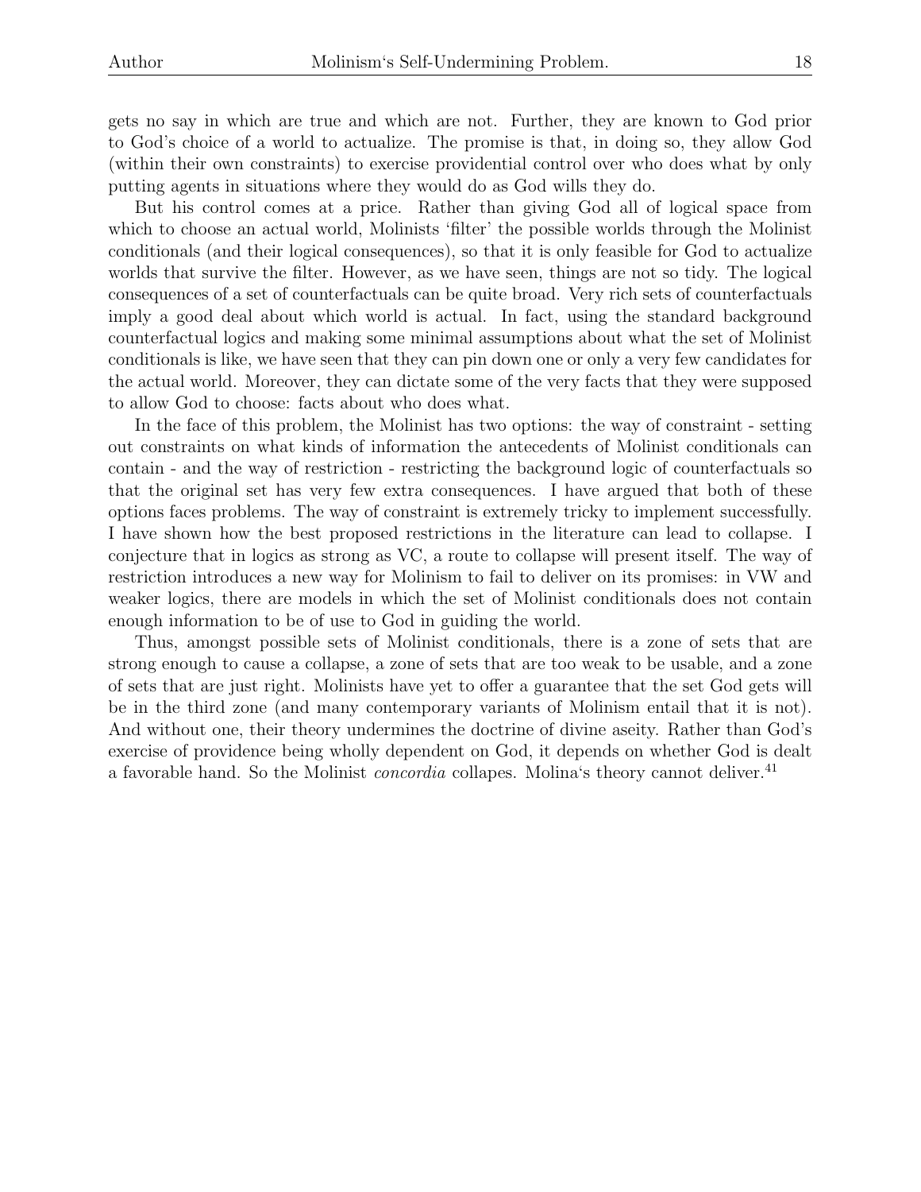gets no say in which are true and which are not. Further, they are known to God prior to God's choice of a world to actualize. The promise is that, in doing so, they allow God (within their own constraints) to exercise providential control over who does what by only putting agents in situations where they would do as God wills they do.

But his control comes at a price. Rather than giving God all of logical space from which to choose an actual world, Molinists 'filter' the possible worlds through the Molinist conditionals (and their logical consequences), so that it is only feasible for God to actualize worlds that survive the filter. However, as we have seen, things are not so tidy. The logical consequences of a set of counterfactuals can be quite broad. Very rich sets of counterfactuals imply a good deal about which world is actual. In fact, using the standard background counterfactual logics and making some minimal assumptions about what the set of Molinist conditionals is like, we have seen that they can pin down one or only a very few candidates for the actual world. Moreover, they can dictate some of the very facts that they were supposed to allow God to choose: facts about who does what.

In the face of this problem, the Molinist has two options: the way of constraint - setting out constraints on what kinds of information the antecedents of Molinist conditionals can contain - and the way of restriction - restricting the background logic of counterfactuals so that the original set has very few extra consequences. I have argued that both of these options faces problems. The way of constraint is extremely tricky to implement successfully. I have shown how the best proposed restrictions in the literature can lead to collapse. I conjecture that in logics as strong as VC, a route to collapse will present itself. The way of restriction introduces a new way for Molinism to fail to deliver on its promises: in VW and weaker logics, there are models in which the set of Molinist conditionals does not contain enough information to be of use to God in guiding the world.

Thus, amongst possible sets of Molinist conditionals, there is a zone of sets that are strong enough to cause a collapse, a zone of sets that are too weak to be usable, and a zone of sets that are just right. Molinists have yet to offer a guarantee that the set God gets will be in the third zone (and many contemporary variants of Molinism entail that it is not). And without one, their theory undermines the doctrine of divine aseity. Rather than God's exercise of providence being wholly dependent on God, it depends on whether God is dealt a favorable hand. So the Molinist *concordia* collapes. Molina's theory cannot deliver.[41]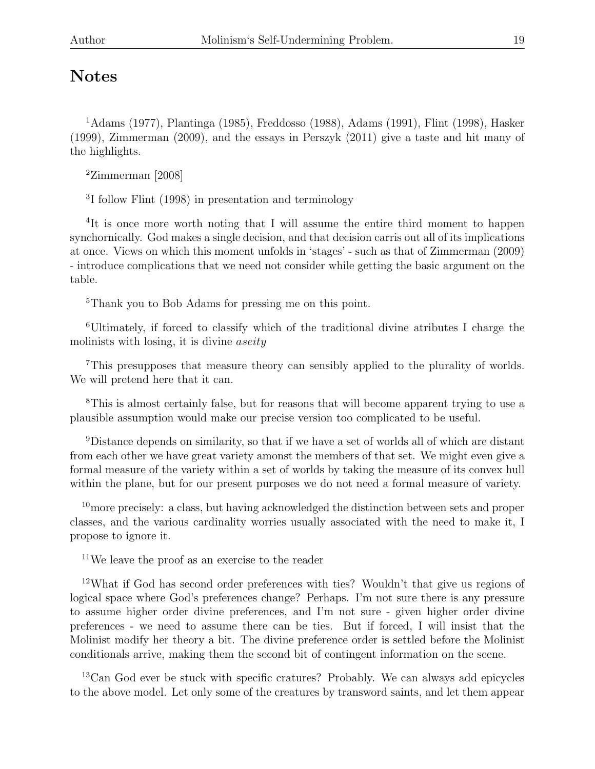## Notes

[1]Adams (1977), Plantinga (1985), Freddosso (1988), Adams (1991), Flint (1998), Hasker (1999), Zimmerman (2009), and the essays in Perszyk (2011) give a taste and hit many of the highlights.

[2]Zimmerman [2008]

[3]I follow Flint (1998) in presentation and terminology

[4]It is once more worth noting that I will assume the entire third moment to happen synchornically. God makes a single decision, and that decision carris out all of its implications at once. Views on which this moment unfolds in 'stages' - such as that of Zimmerman (2009) - introduce complications that we need not consider while getting the basic argument on the table.

[5]Thank you to Bob Adams for pressing me on this point.

[6]Ultimately, if forced to classify which of the traditional divine atributes I charge the molinists with losing, it is divine *aseity*

[7]This presupposes that measure theory can sensibly applied to the plurality of worlds. We will pretend here that it can.

[8]This is almost certainly false, but for reasons that will become apparent trying to use a plausible assumption would make our precise version too complicated to be useful.

[9]Distance depends on similarity, so that if we have a set of worlds all of which are distant from each other we have great variety amonst the members of that set. We might even give a formal measure of the variety within a set of worlds by taking the measure of its convex hull within the plane, but for our present purposes we do not need a formal measure of variety.

[10]more precisely: a class, but having acknowledged the distinction between sets and proper classes, and the various cardinality worries usually associated with the need to make it, I propose to ignore it.

[11]We leave the proof as an exercise to the reader

[12]What if God has second order preferences with ties? Wouldn't that give us regions of logical space where God's preferences change? Perhaps. I'm not sure there is any pressure to assume higher order divine preferences, and I'm not sure - given higher order divine preferences - we need to assume there can be ties. But if forced, I will insist that the Molinist modify her theory a bit. The divine preference order is settled before the Molinist conditionals arrive, making them the second bit of contingent information on the scene.

[13]Can God ever be stuck with specific cratures? Probably. We can always add epicycles to the above model. Let only some of the creatures by transword saints, and let them appear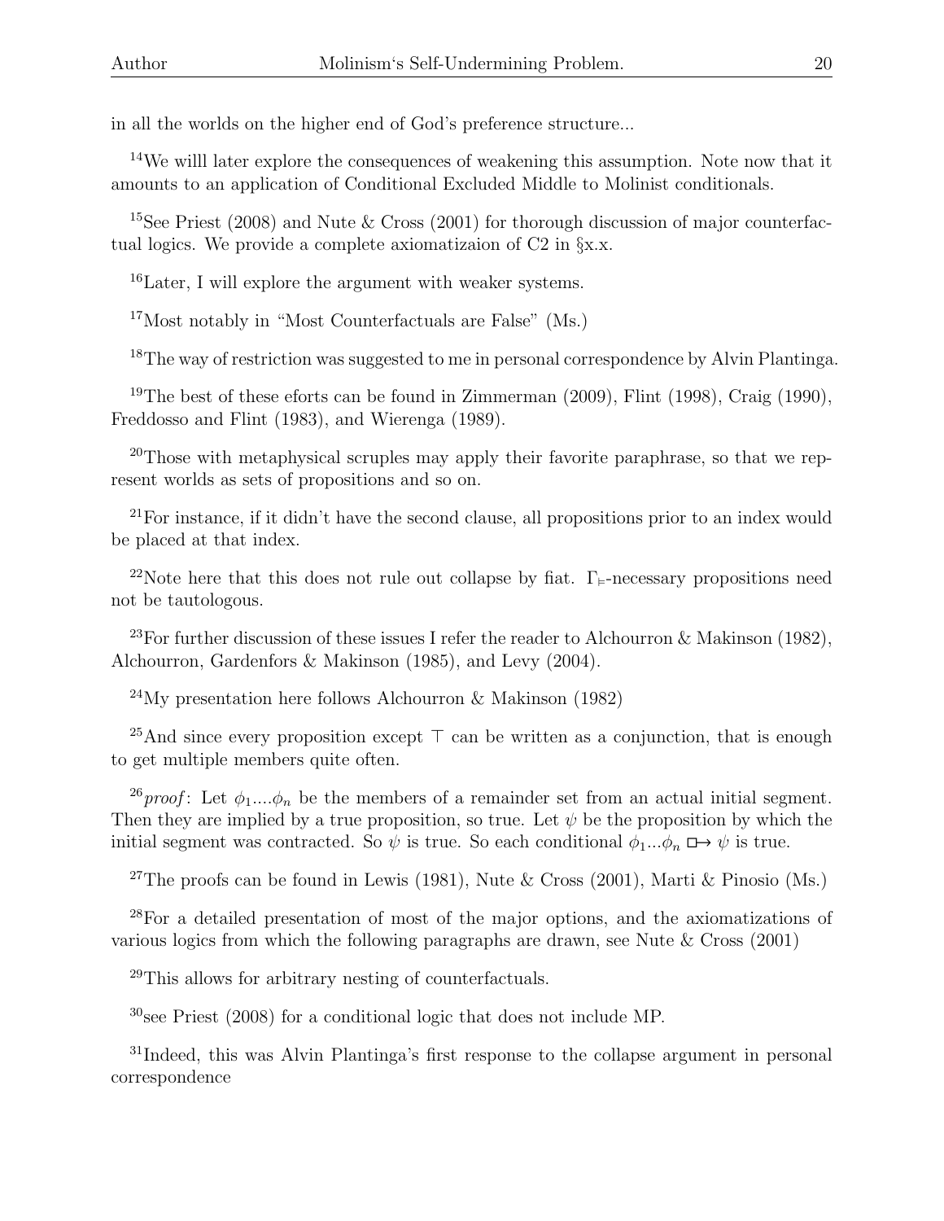in all the worlds on the higher end of God's preference structure...

[14]We willl later explore the consequences of weakening this assumption. Note now that it amounts to an application of Conditional Excluded Middle to Molinist conditionals.

[15]See Priest (2008) and Nute & Cross (2001) for thorough discussion of major counterfactual logics. We provide a complete axiomatizaion of C2 in §x.x.

[16]Later, I will explore the argument with weaker systems.

[17]Most notably in "Most Counterfactuals are False" (Ms.)

[18]The way of restriction was suggested to me in personal correspondence by Alvin Plantinga.

[19]The best of these eforts can be found in Zimmerman (2009), Flint (1998), Craig (1990), Freddosso and Flint (1983), and Wierenga (1989).

[20]Those with metaphysical scruples may apply their favorite paraphrase, so that we represent worlds as sets of propositions and so on.

[21]For instance, if it didn't have the second clause, all propositions prior to an index would be placed at that index.

[22]Note here that this does not rule out collapse by fiat. $\Gamma_{\models}$-necessary propositions need not be tautologous.

[23]For further discussion of these issues I refer the reader to Alchourron & Makinson (1982), Alchourron, Gardenfors & Makinson (1985), and Levy (2004).

[24]My presentation here follows Alchourron & Makinson (1982)

[25]And since every proposition except $\top$ can be written as a conjunction, that is enough to get multiple members quite often.

[26]*proof*: Let $\phi_1 \ldots \phi_n$ be the members of a remainder set from an actual initial segment. Then they are implied by a true proposition, so true. Let $\psi$ be the proposition by which the initial segment was contracted. So $\psi$ is true. So each conditional $\phi_1 \ldots \phi_n \boxright \psi$ is true.

[27]The proofs can be found in Lewis (1981), Nute & Cross (2001), Marti & Pinosio (Ms.)

[28]For a detailed presentation of most of the major options, and the axiomatizations of various logics from which the following paragraphs are drawn, see Nute & Cross (2001)

[29]This allows for arbitrary nesting of counterfactuals.

[30]see Priest (2008) for a conditional logic that does not include MP.

[31]Indeed, this was Alvin Plantinga's first response to the collapse argument in personal correspondence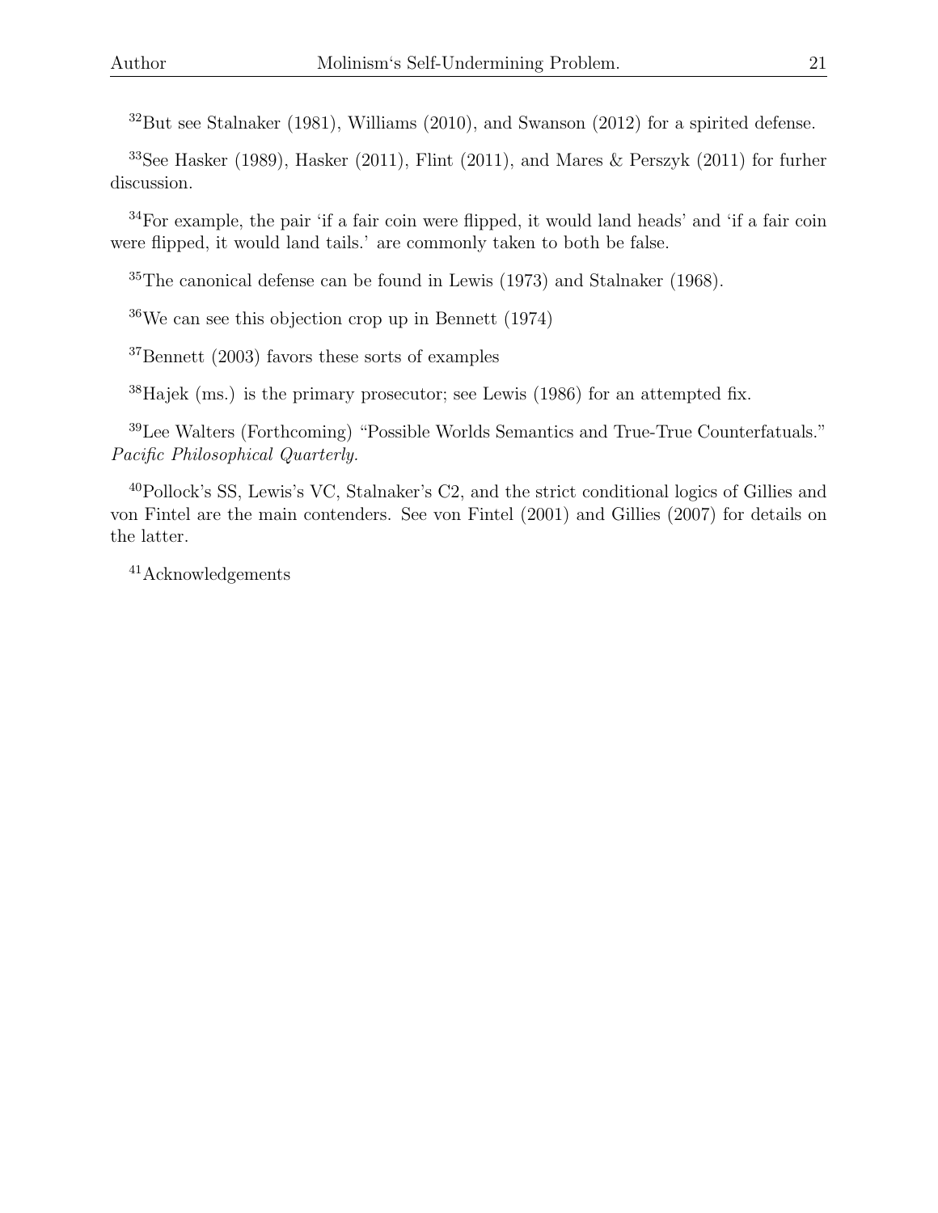[32]But see Stalnaker (1981), Williams (2010), and Swanson (2012) for a spirited defense.

[33]See Hasker (1989), Hasker (2011), Flint (2011), and Mares & Perszyk (2011) for furher discussion.

[34]For example, the pair 'if a fair coin were flipped, it would land heads' and 'if a fair coin were flipped, it would land tails.' are commonly taken to both be false.

[35]The canonical defense can be found in Lewis (1973) and Stalnaker (1968).

[36]We can see this objection crop up in Bennett (1974)

[37]Bennett (2003) favors these sorts of examples

[38]Hajek (ms.) is the primary prosecutor; see Lewis (1986) for an attempted fix.

[39]Lee Walters (Forthcoming) "Possible Worlds Semantics and True-True Counterfatuals." *Pacific Philosophical Quarterly.*

[40]Pollock's SS, Lewis's VC, Stalnaker's C2, and the strict conditional logics of Gillies and von Fintel are the main contenders. See von Fintel (2001) and Gillies (2007) for details on the latter.

[41]Acknowledgements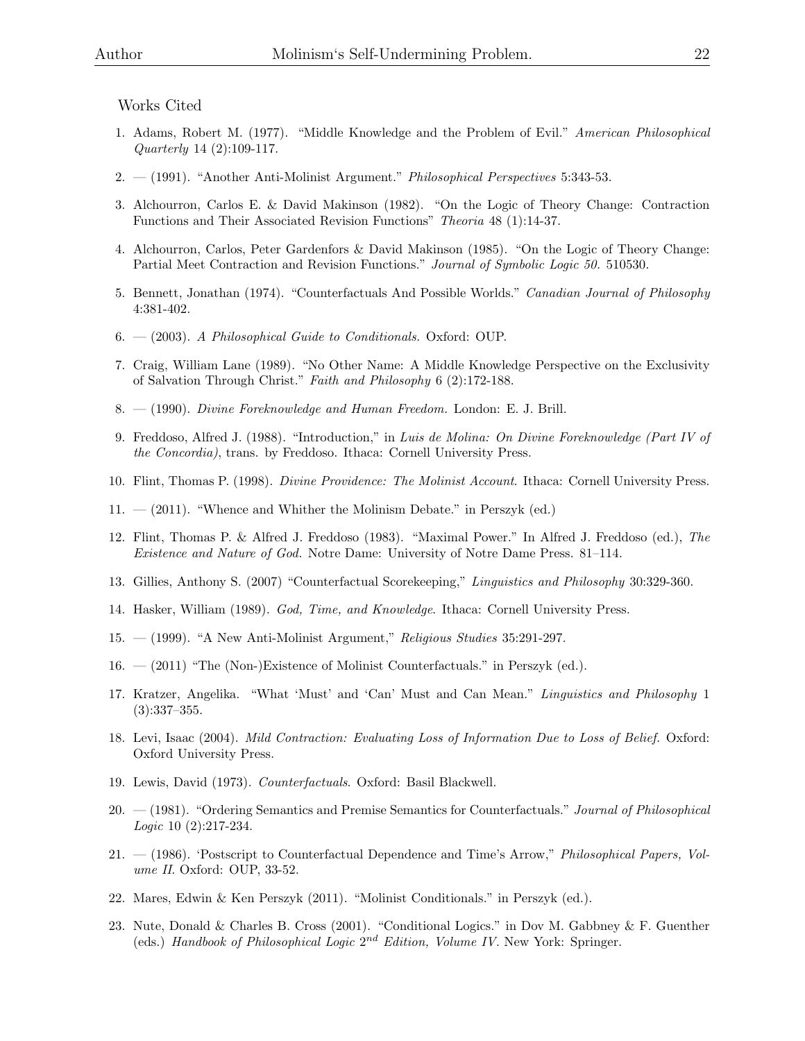Works Cited

1. Adams, Robert M. (1977). "Middle Knowledge and the Problem of Evil." *American Philosophical Quarterly* 14 (2):109-117.
2. — (1991). "Another Anti-Molinist Argument." *Philosophical Perspectives* 5:343-53.
3. Alchourron, Carlos E. & David Makinson (1982). "On the Logic of Theory Change: Contraction Functions and Their Associated Revision Functions" *Theoria* 48 (1):14-37.
4. Alchourron, Carlos, Peter Gardenfors & David Makinson (1985). "On the Logic of Theory Change: Partial Meet Contraction and Revision Functions." *Journal of Symbolic Logic 50.* 510530.
5. Bennett, Jonathan (1974). "Counterfactuals And Possible Worlds." *Canadian Journal of Philosophy* 4:381-402.
6. — (2003). *A Philosophical Guide to Conditionals*. Oxford: OUP.
7. Craig, William Lane (1989). "No Other Name: A Middle Knowledge Perspective on the Exclusivity of Salvation Through Christ." *Faith and Philosophy* 6 (2):172-188.
8. — (1990). *Divine Foreknowledge and Human Freedom.* London: E. J. Brill.
9. Freddoso, Alfred J. (1988). "Introduction," in *Luis de Molina: On Divine Foreknowledge (Part IV of the Concordia)*, trans. by Freddoso. Ithaca: Cornell University Press.
10. Flint, Thomas P. (1998). *Divine Providence: The Molinist Account*. Ithaca: Cornell University Press.
11. — (2011). "Whence and Whither the Molinism Debate." in Perszyk (ed.)
12. Flint, Thomas P. & Alfred J. Freddoso (1983). "Maximal Power." In Alfred J. Freddoso (ed.), *The Existence and Nature of God.* Notre Dame: University of Notre Dame Press. 81–114.
13. Gillies, Anthony S. (2007) "Counterfactual Scorekeeping," *Linguistics and Philosophy* 30:329-360.
14. Hasker, William (1989). *God, Time, and Knowledge*. Ithaca: Cornell University Press.
15. — (1999). "A New Anti-Molinist Argument," *Religious Studies* 35:291-297.
16. — (2011) "The (Non-)Existence of Molinist Counterfactuals." in Perszyk (ed.).
17. Kratzer, Angelika. "What 'Must' and 'Can' Must and Can Mean." *Linguistics and Philosophy* 1 (3):337–355.
18. Levi, Isaac (2004). *Mild Contraction: Evaluating Loss of Information Due to Loss of Belief*. Oxford: Oxford University Press.
19. Lewis, David (1973). *Counterfactuals*. Oxford: Basil Blackwell.
20. — (1981). "Ordering Semantics and Premise Semantics for Counterfactuals." *Journal of Philosophical Logic* 10 (2):217-234.
21. — (1986). 'Postscript to Counterfactual Dependence and Time's Arrow," *Philosophical Papers, Volume II*. Oxford: OUP, 33-52.
22. Mares, Edwin & Ken Perszyk (2011). "Molinist Conditionals." in Perszyk (ed.).
23. Nute, Donald & Charles B. Cross (2001). "Conditional Logics." in Dov M. Gabbney & F. Guenther (eds.) *Handbook of Philosophical Logic* $2^{nd}$ *Edition, Volume IV*. New York: Springer.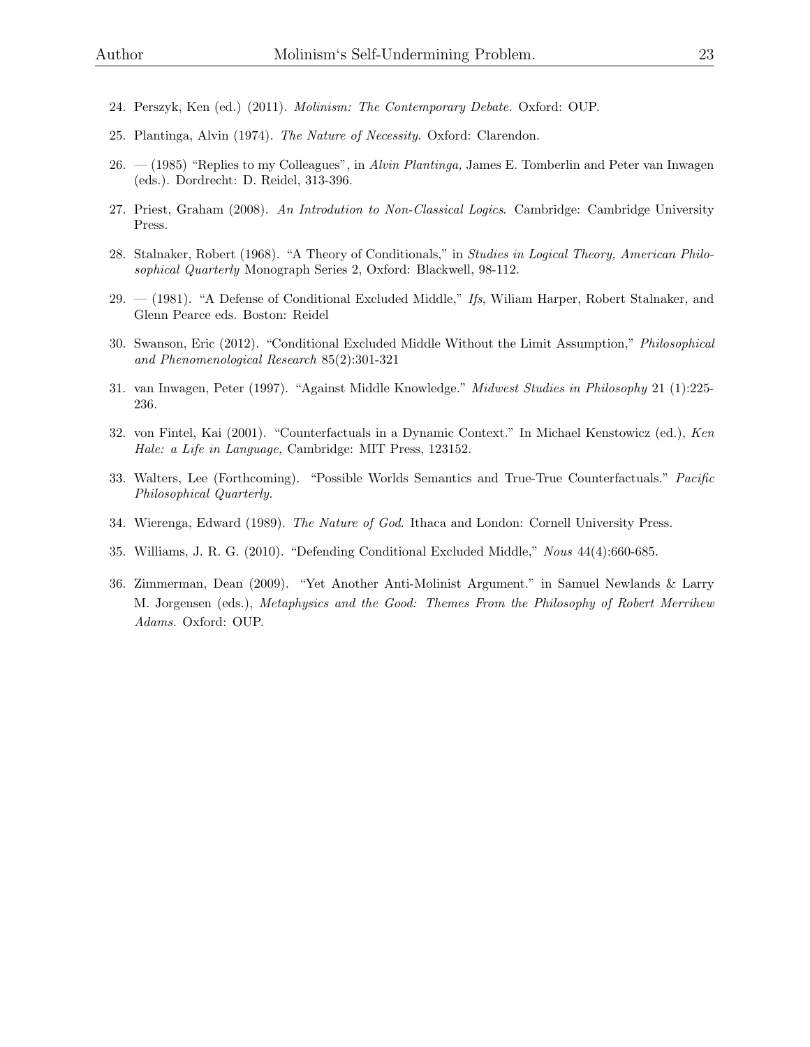24. Perszyk, Ken (ed.) (2011). *Molinism: The Contemporary Debate.* Oxford: OUP.

25. Plantinga, Alvin (1974). *The Nature of Necessity.* Oxford: Clarendon.

26. — (1985) "Replies to my Colleagues", in *Alvin Plantinga,* James E. Tomberlin and Peter van Inwagen (eds.). Dordrecht: D. Reidel, 313-396.

27. Priest, Graham (2008). *An Introdution to Non-Classical Logics*. Cambridge: Cambridge University Press.

28. Stalnaker, Robert (1968). "A Theory of Conditionals," in *Studies in Logical Theory, American Philosophical Quarterly* Monograph Series 2, Oxford: Blackwell, 98-112.

29. — (1981). "A Defense of Conditional Excluded Middle," *Ifs*, Wiliam Harper, Robert Stalnaker, and Glenn Pearce eds. Boston: Reidel

30. Swanson, Eric (2012). "Conditional Excluded Middle Without the Limit Assumption," *Philosophical and Phenomenological Research* 85(2):301-321

31. van Inwagen, Peter (1997). "Against Middle Knowledge." *Midwest Studies in Philosophy* 21 (1):225-236.

32. von Fintel, Kai (2001). "Counterfactuals in a Dynamic Context." In Michael Kenstowicz (ed.), *Ken Hale: a Life in Language,* Cambridge: MIT Press, 123152.

33. Walters, Lee (Forthcoming). "Possible Worlds Semantics and True-True Counterfactuals." *Pacific Philosophical Quarterly.*

34. Wierenga, Edward (1989). *The Nature of God*. Ithaca and London: Cornell University Press.

35. Williams, J. R. G. (2010). "Defending Conditional Excluded Middle," *Nous* 44(4):660-685.

36. Zimmerman, Dean (2009). "Yet Another Anti-Molinist Argument." in Samuel Newlands & Larry M. Jorgensen (eds.), *Metaphysics and the Good: Themes From the Philosophy of Robert Merrihew Adams.* Oxford: OUP.